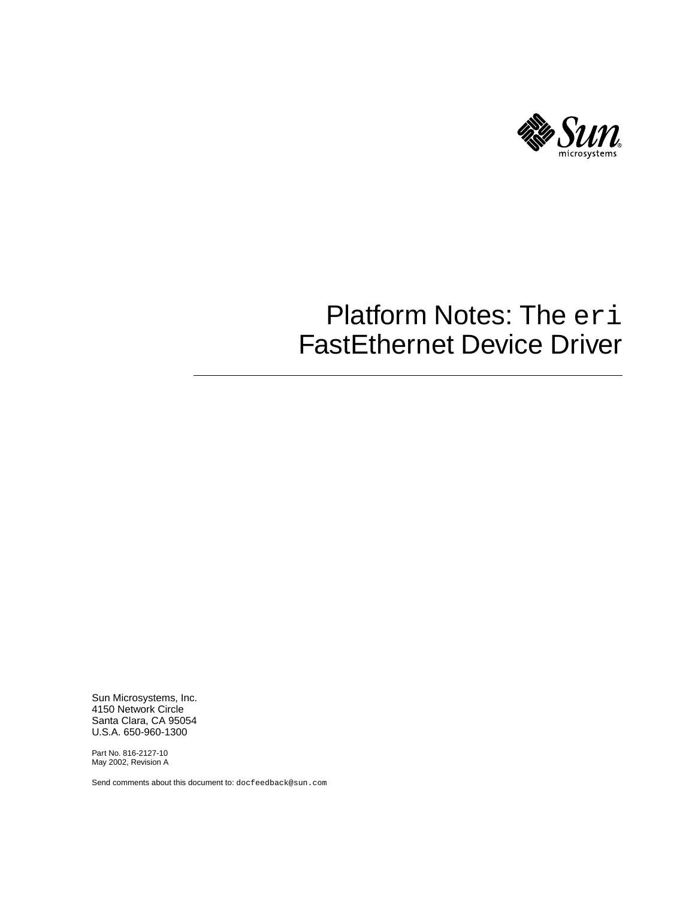# Platform Notes: The `eri` FastEthernet Device Driver

Sun Microsystems, Inc.
4150 Network Circle
Santa Clara, CA 95054
U.S.A. 650-960-1300

Part No. 816-2127-10
May 2002, Revision A

Send comments about this document to: `docfeedback@sun.com`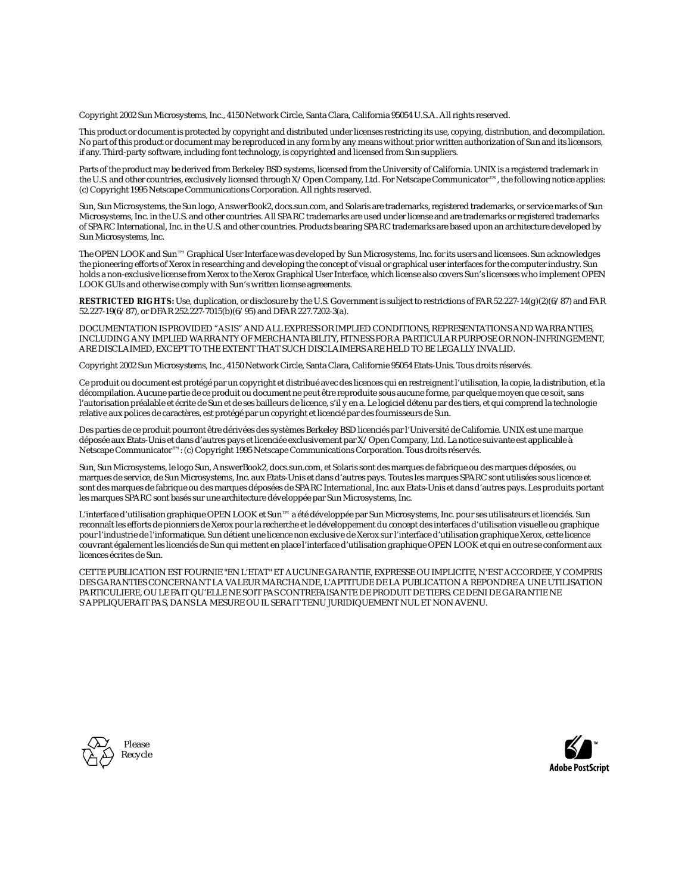Copyright 2002 Sun Microsystems, Inc., 4150 Network Circle, Santa Clara, California 95054 U.S.A. All rights reserved.

This product or document is protected by copyright and distributed under licenses restricting its use, copying, distribution, and decompilation. No part of this product or document may be reproduced in any form by any means without prior written authorization of Sun and its licensors, if any. Third-party software, including font technology, is copyrighted and licensed from Sun suppliers.

Parts of the product may be derived from Berkeley BSD systems, licensed from the University of California. UNIX is a registered trademark in the U.S. and other countries, exclusively licensed through X/Open Company, Ltd. For Netscape Communicator™, the following notice applies: (c) Copyright 1995 Netscape Communications Corporation. All rights reserved.

Sun, Sun Microsystems, the Sun logo, AnswerBook2, docs.sun.com, and Solaris are trademarks, registered trademarks, or service marks of Sun Microsystems, Inc. in the U.S. and other countries. All SPARC trademarks are used under license and are trademarks or registered trademarks of SPARC International, Inc. in the U.S. and other countries. Products bearing SPARC trademarks are based upon an architecture developed by Sun Microsystems, Inc.

The OPEN LOOK and Sun™ Graphical User Interface was developed by Sun Microsystems, Inc. for its users and licensees. Sun acknowledges the pioneering efforts of Xerox in researching and developing the concept of visual or graphical user interfaces for the computer industry. Sun holds a non-exclusive license from Xerox to the Xerox Graphical User Interface, which license also covers Sun's licensees who implement OPEN LOOK GUIs and otherwise comply with Sun's written license agreements.

**RESTRICTED RIGHTS:** Use, duplication, or disclosure by the U.S. Government is subject to restrictions of FAR 52.227-14(g)(2)(6/87) and FAR 52.227-19(6/87), or DFAR 252.227-7015(b)(6/95) and DFAR 227.7202-3(a).

DOCUMENTATION IS PROVIDED "AS IS" AND ALL EXPRESS OR IMPLIED CONDITIONS, REPRESENTATIONS AND WARRANTIES, INCLUDING ANY IMPLIED WARRANTY OF MERCHANTABILITY, FITNESS FOR A PARTICULAR PURPOSE OR NON-INFRINGEMENT, ARE DISCLAIMED, EXCEPT TO THE EXTENT THAT SUCH DISCLAIMERS ARE HELD TO BE LEGALLY INVALID.

Copyright 2002 Sun Microsystems, Inc., 4150 Network Circle, Santa Clara, Californie 95054 Etats-Unis. Tous droits réservés.

Ce produit ou document est protégé par un copyright et distribué avec des licences qui en restreignent l'utilisation, la copie, la distribution, et la décompilation. Aucune partie de ce produit ou document ne peut être reproduite sous aucune forme, par quelque moyen que ce soit, sans l'autorisation préalable et écrite de Sun et de ses bailleurs de licence, s'il y en a. Le logiciel détenu par des tiers, et qui comprend la technologie relative aux polices de caractères, est protégé par un copyright et licencié par des fournisseurs de Sun.

Des parties de ce produit pourront être dérivées des systèmes Berkeley BSD licenciés par l'Université de Californie. UNIX est une marque déposée aux Etats-Unis et dans d'autres pays et licenciée exclusivement par X/Open Company, Ltd. La notice suivante est applicable à Netscape Communicator™: (c) Copyright 1995 Netscape Communications Corporation. Tous droits réservés.

Sun, Sun Microsystems, le logo Sun, AnswerBook2, docs.sun.com, et Solaris sont des marques de fabrique ou des marques déposées, ou marques de service, de Sun Microsystems, Inc. aux Etats-Unis et dans d'autres pays. Toutes les marques SPARC sont utilisées sous licence et sont des marques de fabrique ou des marques déposées de SPARC International, Inc. aux Etats-Unis et dans d'autres pays. Les produits portant les marques SPARC sont basés sur une architecture développée par Sun Microsystems, Inc.

L'interface d'utilisation graphique OPEN LOOK et Sun™ a été développée par Sun Microsystems, Inc. pour ses utilisateurs et licenciés. Sun reconnaît les efforts de pionniers de Xerox pour la recherche et le développement du concept des interfaces d'utilisation visuelle ou graphique pour l'industrie de l'informatique. Sun détient une licence non exclusive de Xerox sur l'interface d'utilisation graphique Xerox, cette licence couvrant également les licenciés de Sun qui mettent en place l'interface d'utilisation graphique OPEN LOOK et qui en outre se conforment aux licences écrites de Sun.

CETTE PUBLICATION EST FOURNIE "EN L'ETAT" ET AUCUNE GARANTIE, EXPRESSE OU IMPLICITE, N'EST ACCORDEE, Y COMPRIS DES GARANTIES CONCERNANT LA VALEUR MARCHANDE, L'APTITUDE DE LA PUBLICATION A REPONDRE A UNE UTILISATION PARTICULIERE, OU LE FAIT QU'ELLE NE SOIT PAS CONTREFAISANTE DE PRODUIT DE TIERS. CE DENI DE GARANTIE NE S'APPLIQUERAIT PAS, DANS LA MESURE OU IL SERAIT TENU JURIDIQUEMENT NUL ET NON AVENU.

Please Recycle

Adobe PostScript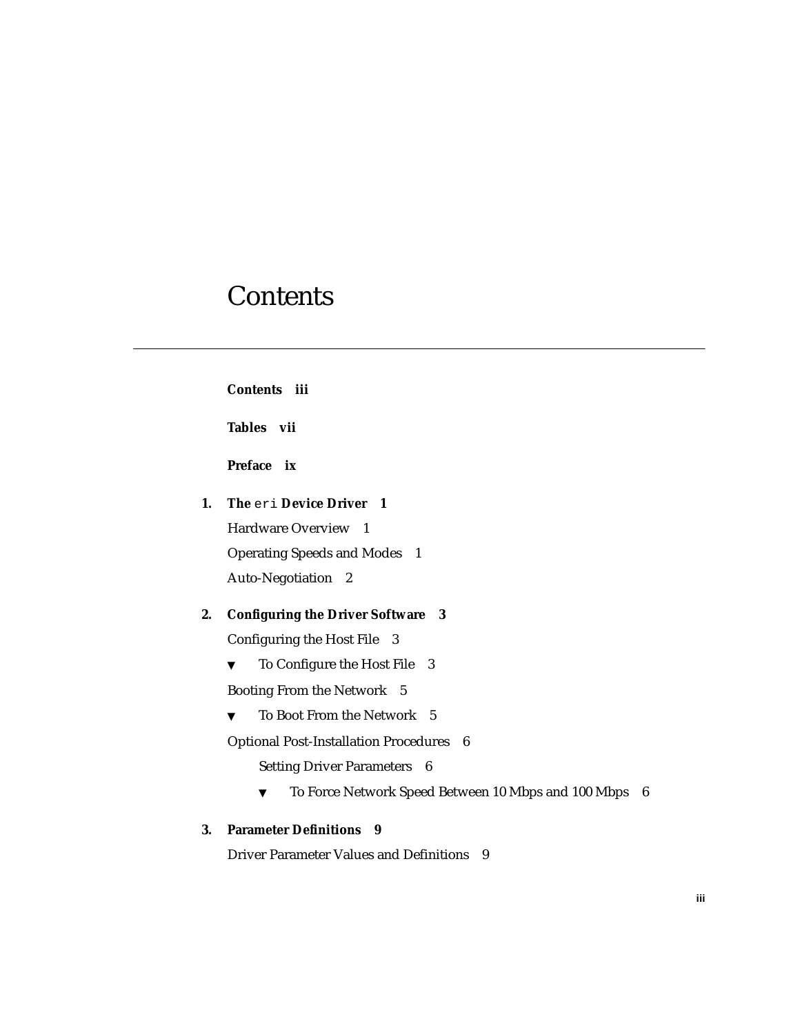# Contents

**Contents iii**

**Tables vii**

**Preface ix**

**1. The `eri` Device Driver 1**

Hardware Overview 1

Operating Speeds and Modes 1

Auto-Negotiation 2

**2. Configuring the Driver Software 3**

Configuring the Host File 3

▼ To Configure the Host File 3

Booting From the Network 5

▼ To Boot From the Network 5

Optional Post-Installation Procedures 6

Setting Driver Parameters 6

▼ To Force Network Speed Between 10 Mbps and 100 Mbps 6

**3. Parameter Definitions 9**

Driver Parameter Values and Definitions 9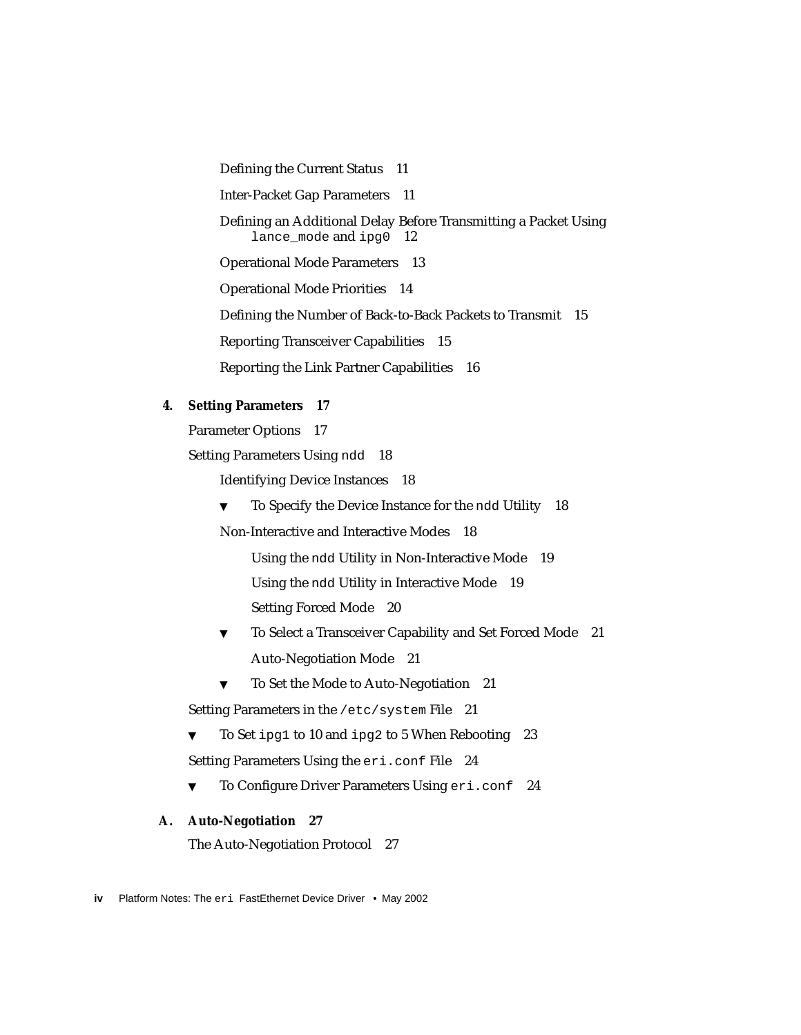Defining the Current Status 11

Inter-Packet Gap Parameters 11

Defining an Additional Delay Before Transmitting a Packet Using `lance_mode` and `ipg0` 12

Operational Mode Parameters 13

Operational Mode Priorities 14

Defining the Number of Back-to-Back Packets to Transmit 15

Reporting Transceiver Capabilities 15

Reporting the Link Partner Capabilities 16

**4. Setting Parameters 17**

Parameter Options 17

Setting Parameters Using `ndd` 18

Identifying Device Instances 18

▼ To Specify the Device Instance for the `ndd` Utility 18

Non-Interactive and Interactive Modes 18

Using the `ndd` Utility in Non-Interactive Mode 19

Using the `ndd` Utility in Interactive Mode 19

Setting Forced Mode 20

▼ To Select a Transceiver Capability and Set Forced Mode 21

Auto-Negotiation Mode 21

▼ To Set the Mode to Auto-Negotiation 21

Setting Parameters in the `/etc/system` File 21

▼ To Set `ipg1` to 10 and `ipg2` to 5 When Rebooting 23

Setting Parameters Using the `eri.conf` File 24

▼ To Configure Driver Parameters Using `eri.conf` 24

***A. Auto-Negotiation 27***

The Auto-Negotiation Protocol 27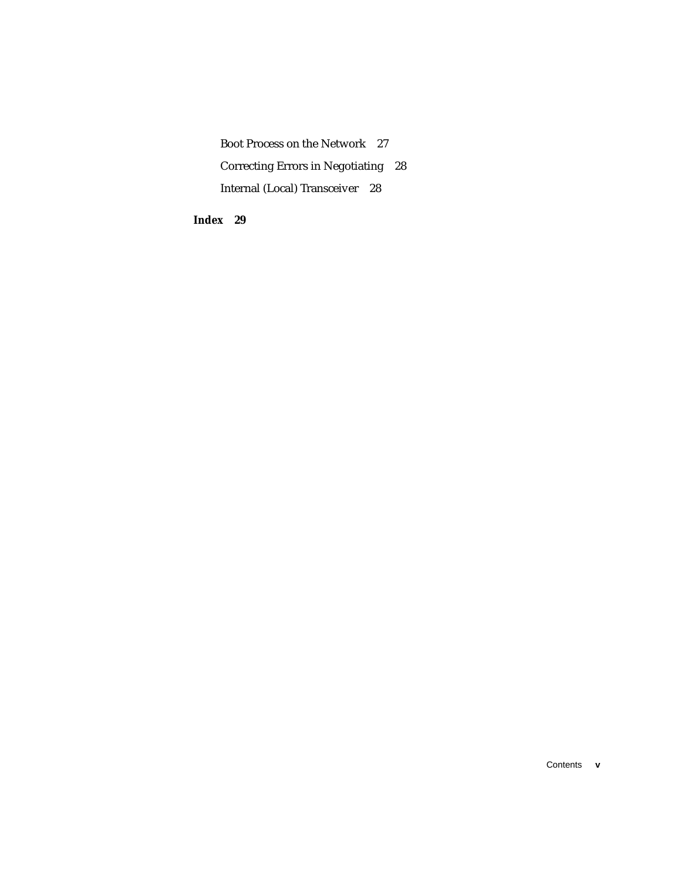Boot Process on the Network 27

Correcting Errors in Negotiating 28

Internal (Local) Transceiver 28

**Index 29**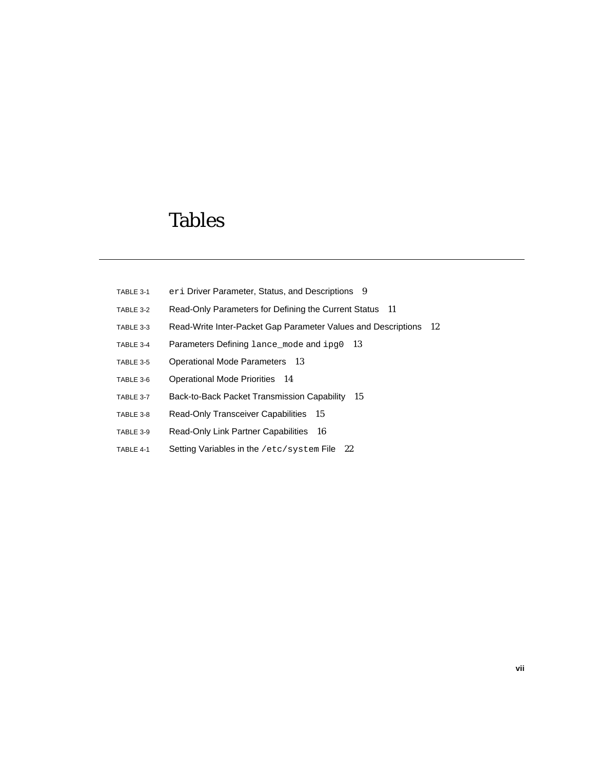# Tables

TABLE 3-1 `eri` Driver Parameter, Status, and Descriptions 9

TABLE 3-2 Read-Only Parameters for Defining the Current Status 11

TABLE 3-3 Read-Write Inter-Packet Gap Parameter Values and Descriptions 12

TABLE 3-4 Parameters Defining `lance_mode` and `ipg0` 13

TABLE 3-5 Operational Mode Parameters 13

TABLE 3-6 Operational Mode Priorities 14

TABLE 3-7 Back-to-Back Packet Transmission Capability 15

TABLE 3-8 Read-Only Transceiver Capabilities 15

TABLE 3-9 Read-Only Link Partner Capabilities 16

TABLE 4-1 Setting Variables in the `/etc/system` File 22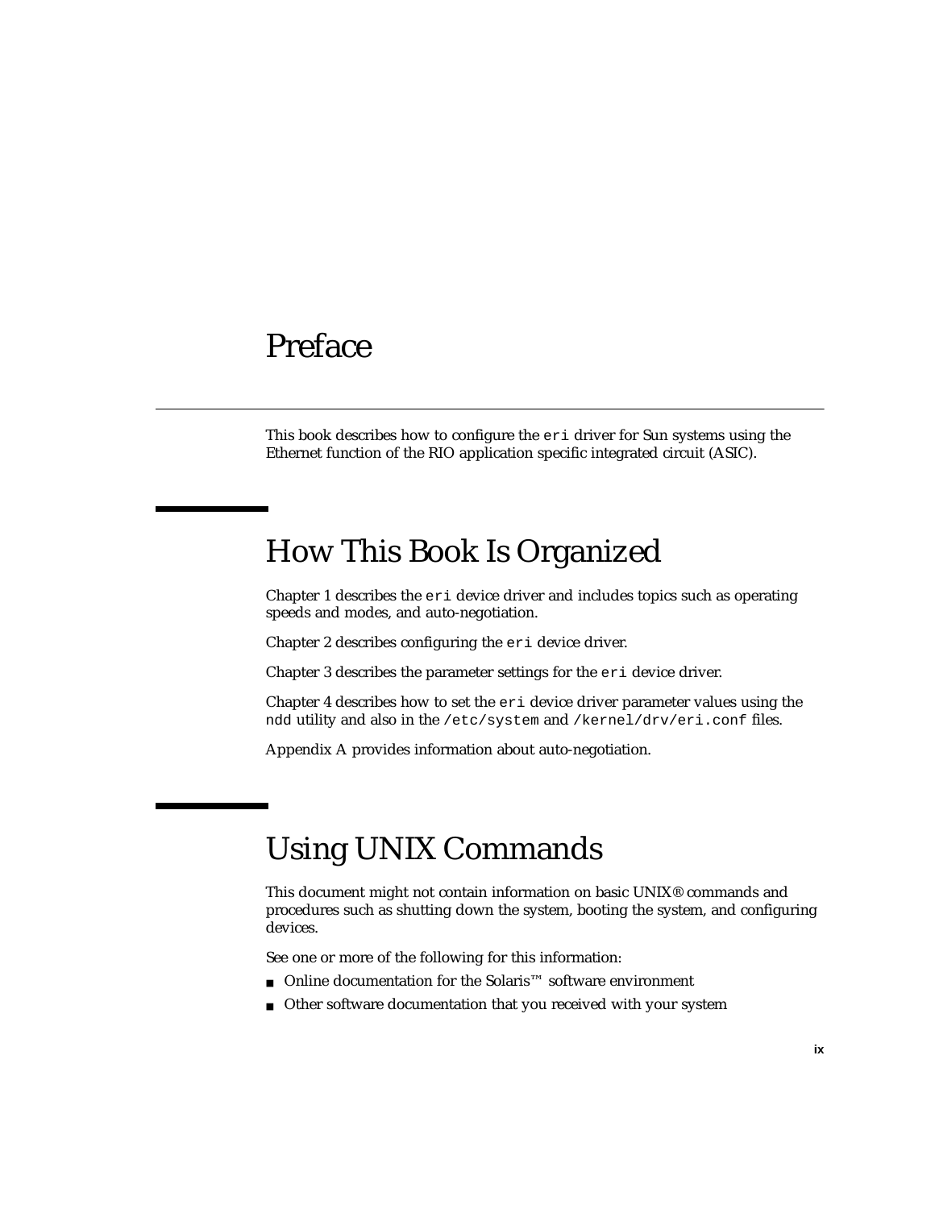# Preface

This book describes how to configure the `eri` driver for Sun systems using the Ethernet function of the RIO application specific integrated circuit (ASIC).

## How This Book Is Organized

Chapter 1 describes the `eri` device driver and includes topics such as operating speeds and modes, and auto-negotiation.

Chapter 2 describes configuring the `eri` device driver.

Chapter 3 describes the parameter settings for the `eri` device driver.

Chapter 4 describes how to set the `eri` device driver parameter values using the `ndd` utility and also in the `/etc/system` and `/kernel/drv/eri.conf` files.

Appendix A provides information about auto-negotiation.

## Using UNIX Commands

This document might not contain information on basic UNIX® commands and procedures such as shutting down the system, booting the system, and configuring devices.

See one or more of the following for this information:

- Online documentation for the Solaris™ software environment
- Other software documentation that you received with your system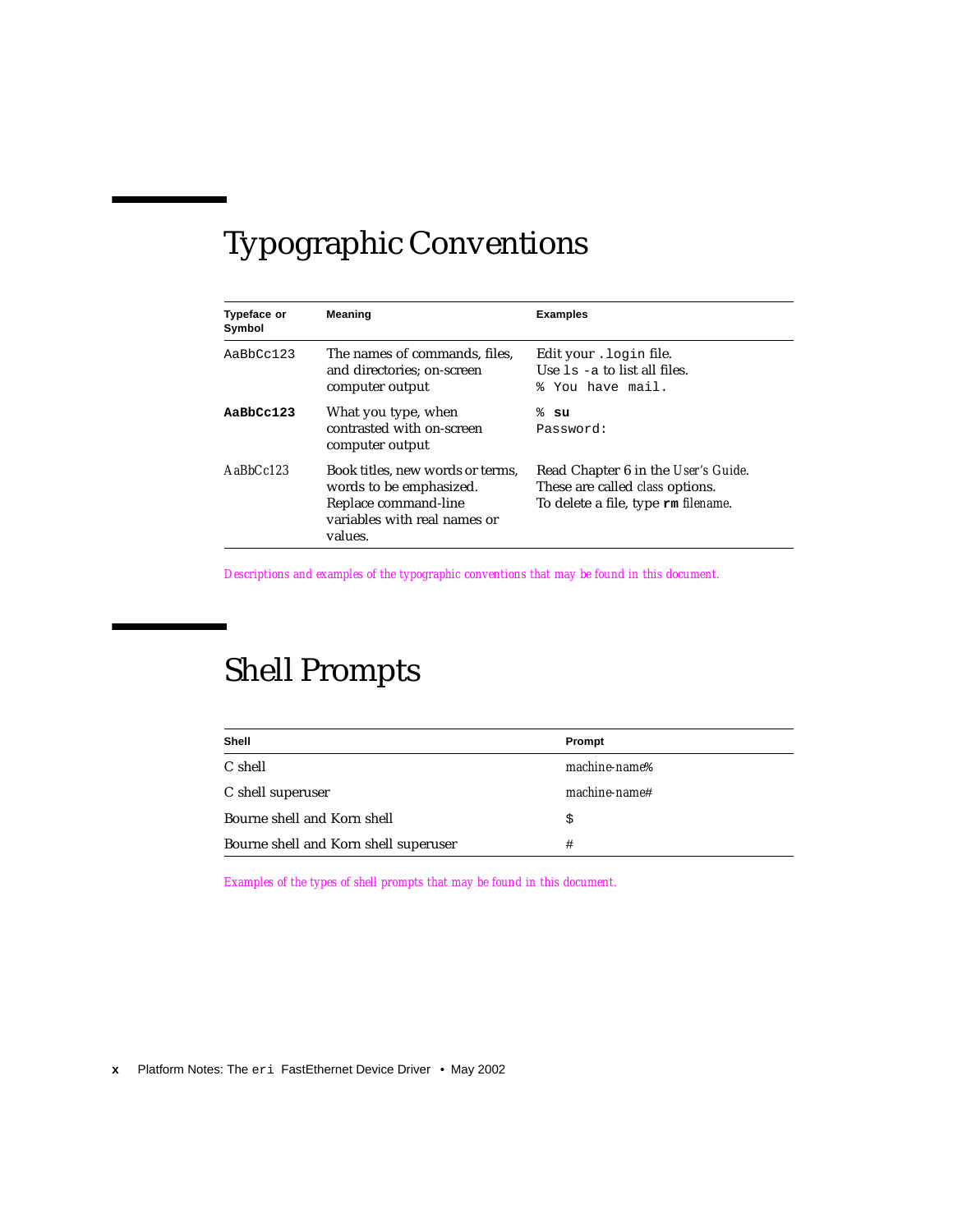## Typographic Conventions

| Typeface or Symbol | Meaning | Examples |
| --- | --- | --- |
| `AaBbCc123` | The names of commands, files, and directories; on-screen computer output | Edit your `.login` file.<br>Use `ls -a` to list all files.<br>`% You have mail.` |
| **`AaBbCc123`** | What you type, when contrasted with on-screen computer output | `%` **`su`**<br>`Password:` |
| *AaBbCc123* | Book titles, new words or terms, words to be emphasized. Replace command-line variables with real names or values. | Read Chapter 6 in the *User's Guide*.<br>These are called *class* options.<br>To delete a file, type **`rm`** *filename*. |

*Descriptions and examples of the typographic conventions that may be found in this document.*

## Shell Prompts

| Shell | Prompt |
| --- | --- |
| C shell | *machine-name*% |
| C shell superuser | *machine-name*# |
| Bourne shell and Korn shell | $ |
| Bourne shell and Korn shell superuser | # |

*Examples of the types of shell prompts that may be found in this document.*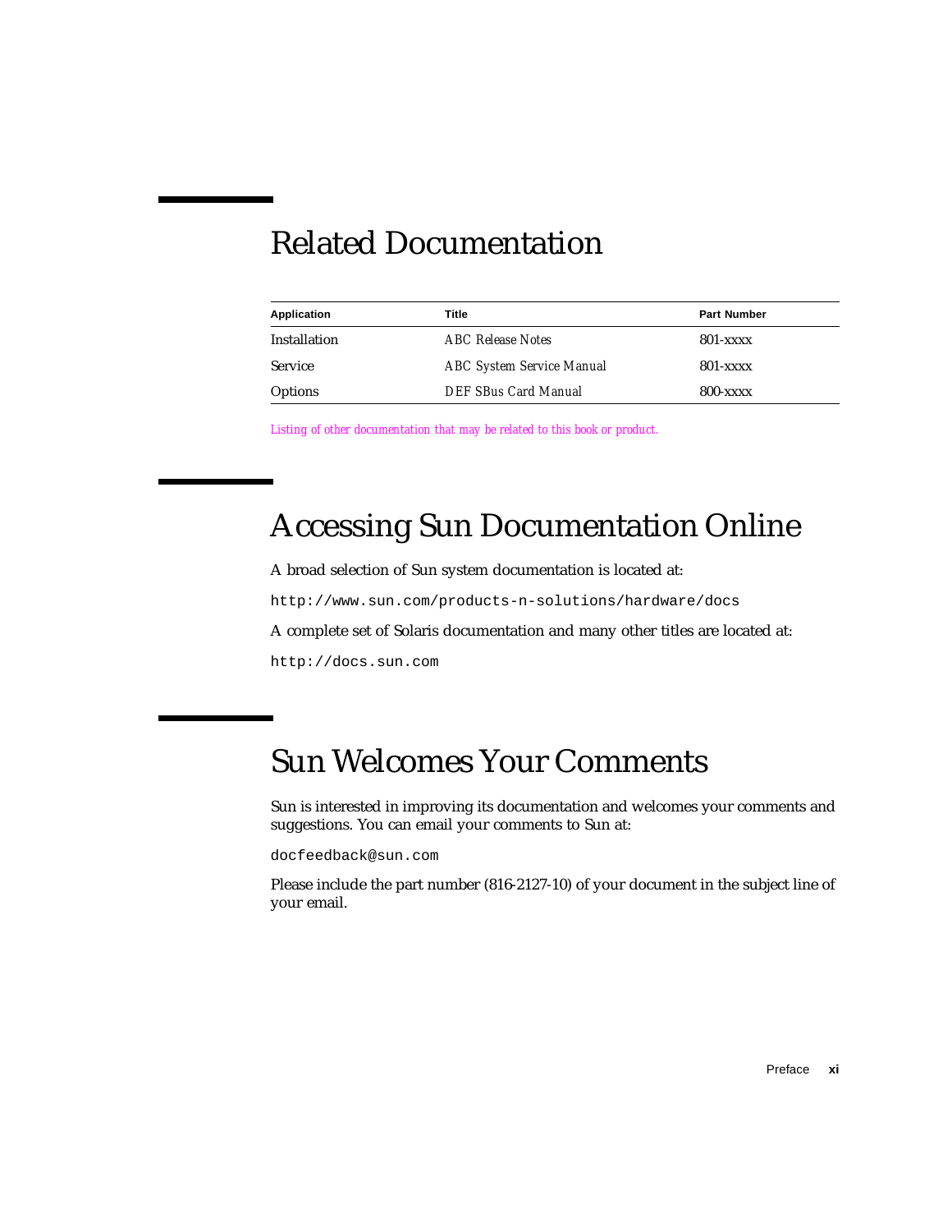# Related Documentation

| Application | Title | Part Number |
|---|---|---|
| Installation | *ABC Release Notes* | 801-xxxx |
| Service | *ABC System Service Manual* | 801-xxxx |
| Options | *DEF SBus Card Manual* | 800-xxxx |

*Listing of other documentation that may be related to this book or product.*

# Accessing Sun Documentation Online

A broad selection of Sun system documentation is located at:

`http://www.sun.com/products-n-solutions/hardware/docs`

A complete set of Solaris documentation and many other titles are located at:

`http://docs.sun.com`

# Sun Welcomes Your Comments

Sun is interested in improving its documentation and welcomes your comments and suggestions. You can email your comments to Sun at:

`docfeedback@sun.com`

Please include the part number (816-2127-10) of your document in the subject line of your email.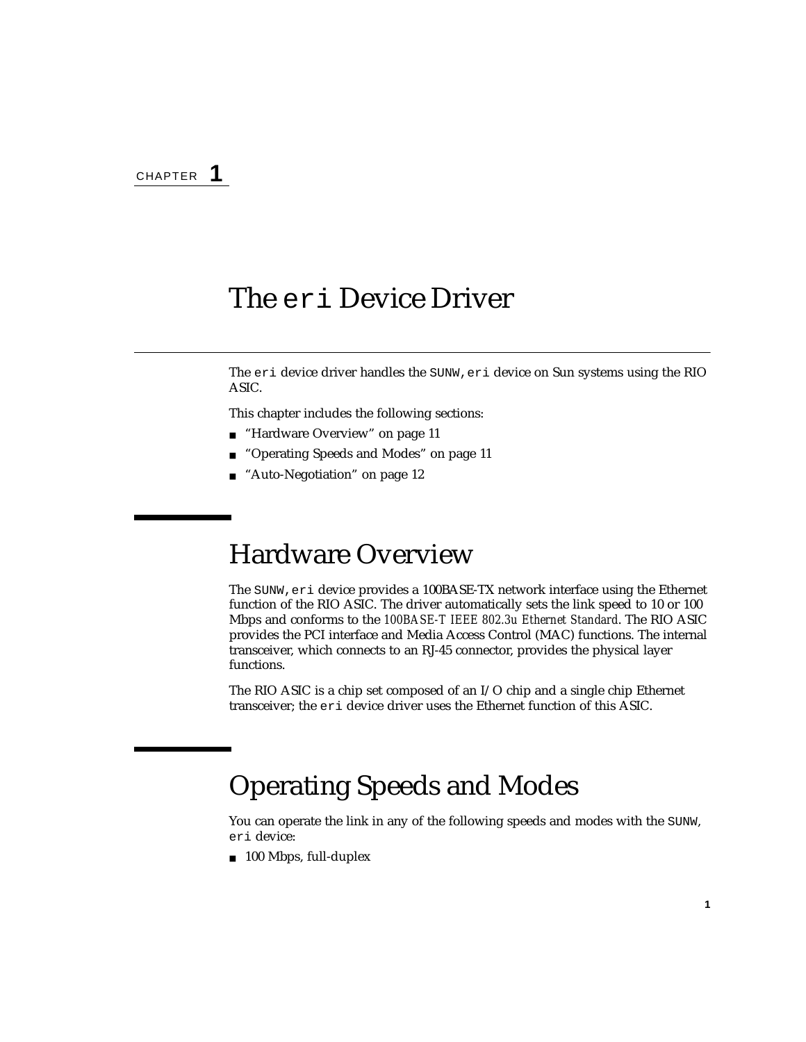CHAPTER 1

# The `eri` Device Driver

The `eri` device driver handles the `SUNW,eri` device on Sun systems using the RIO ASIC.

This chapter includes the following sections:

- "Hardware Overview" on page 11
- "Operating Speeds and Modes" on page 11
- "Auto-Negotiation" on page 12

## Hardware Overview

The `SUNW,eri` device provides a 100BASE-TX network interface using the Ethernet function of the RIO ASIC. The driver automatically sets the link speed to 10 or 100 Mbps and conforms to the *100BASE-T IEEE 802.3u Ethernet Standard*. The RIO ASIC provides the PCI interface and Media Access Control (MAC) functions. The internal transceiver, which connects to an RJ-45 connector, provides the physical layer functions.

The RIO ASIC is a chip set composed of an I/O chip and a single chip Ethernet transceiver; the `eri` device driver uses the Ethernet function of this ASIC.

## Operating Speeds and Modes

You can operate the link in any of the following speeds and modes with the `SUNW,eri` device:

- 100 Mbps, full-duplex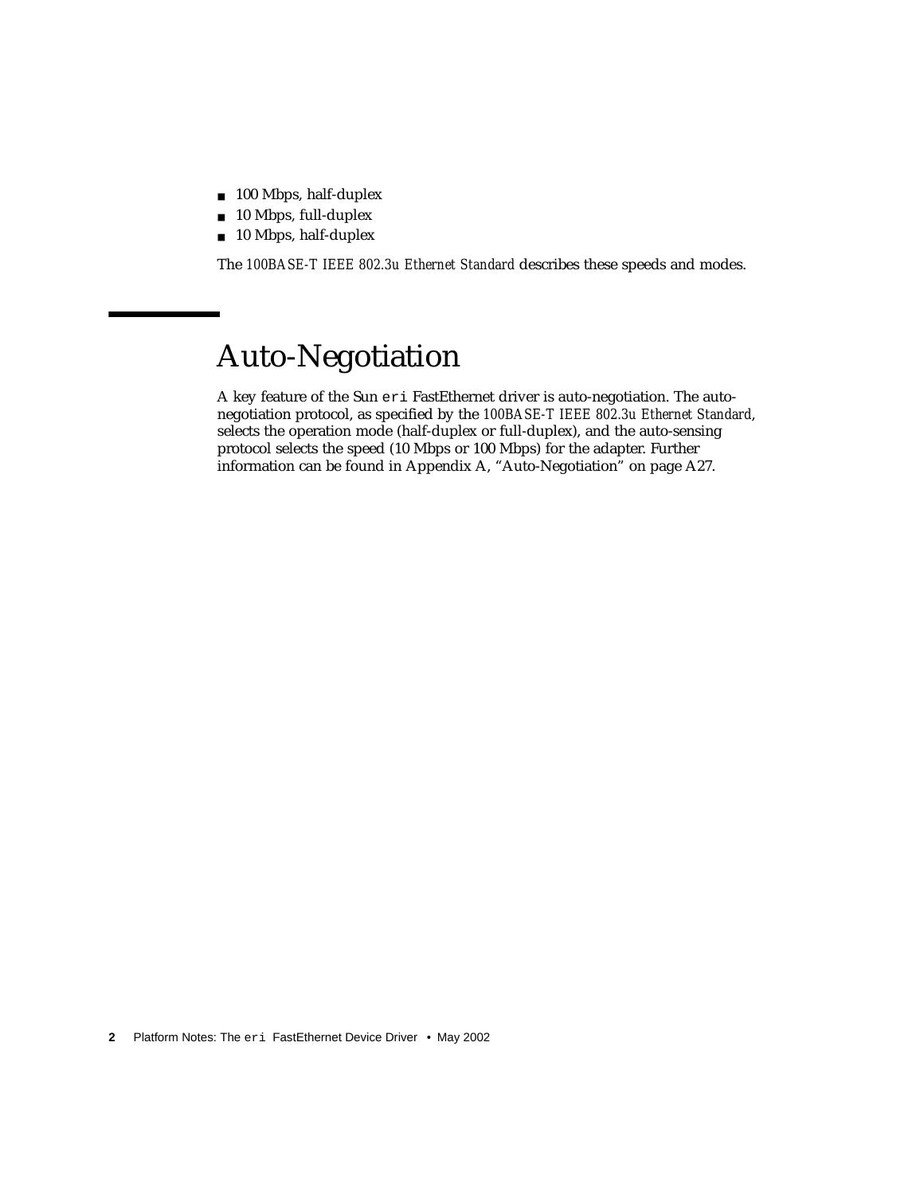- 100 Mbps, half-duplex
- 10 Mbps, full-duplex
- 10 Mbps, half-duplex

The *100BASE-T IEEE 802.3u Ethernet Standard* describes these speeds and modes.

# Auto-Negotiation

A key feature of the Sun `eri` FastEthernet driver is auto-negotiation. The auto-negotiation protocol, as specified by the *100BASE-T IEEE 802.3u Ethernet Standard*, selects the operation mode (half-duplex or full-duplex), and the auto-sensing protocol selects the speed (10 Mbps or 100 Mbps) for the adapter. Further information can be found in Appendix A, "Auto-Negotiation" on page A27.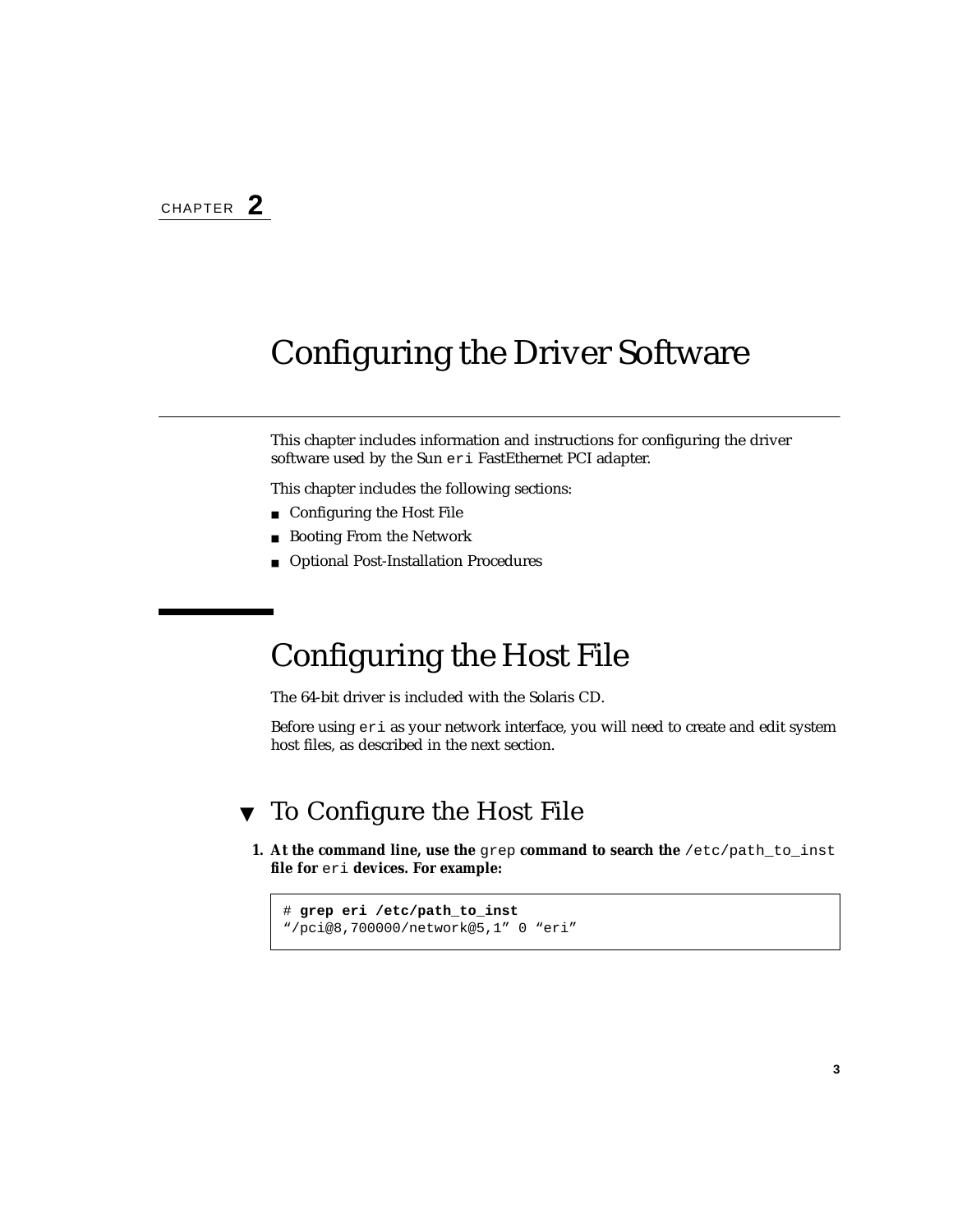CHAPTER **2**

# Configuring the Driver Software

This chapter includes information and instructions for configuring the driver software used by the Sun `eri` FastEthernet PCI adapter.

This chapter includes the following sections:

- Configuring the Host File
- Booting From the Network
- Optional Post-Installation Procedures

## Configuring the Host File

The 64-bit driver is included with the Solaris CD.

Before using `eri` as your network interface, you will need to create and edit system host files, as described in the next section.

### ▼ To Configure the Host File

1. **At the command line, use the `grep` command to search the `/etc/path_to_inst` file for `eri` devices. For example:**

```
# grep eri /etc/path_to_inst
"/pci@8,700000/network@5,1" 0 "eri"
```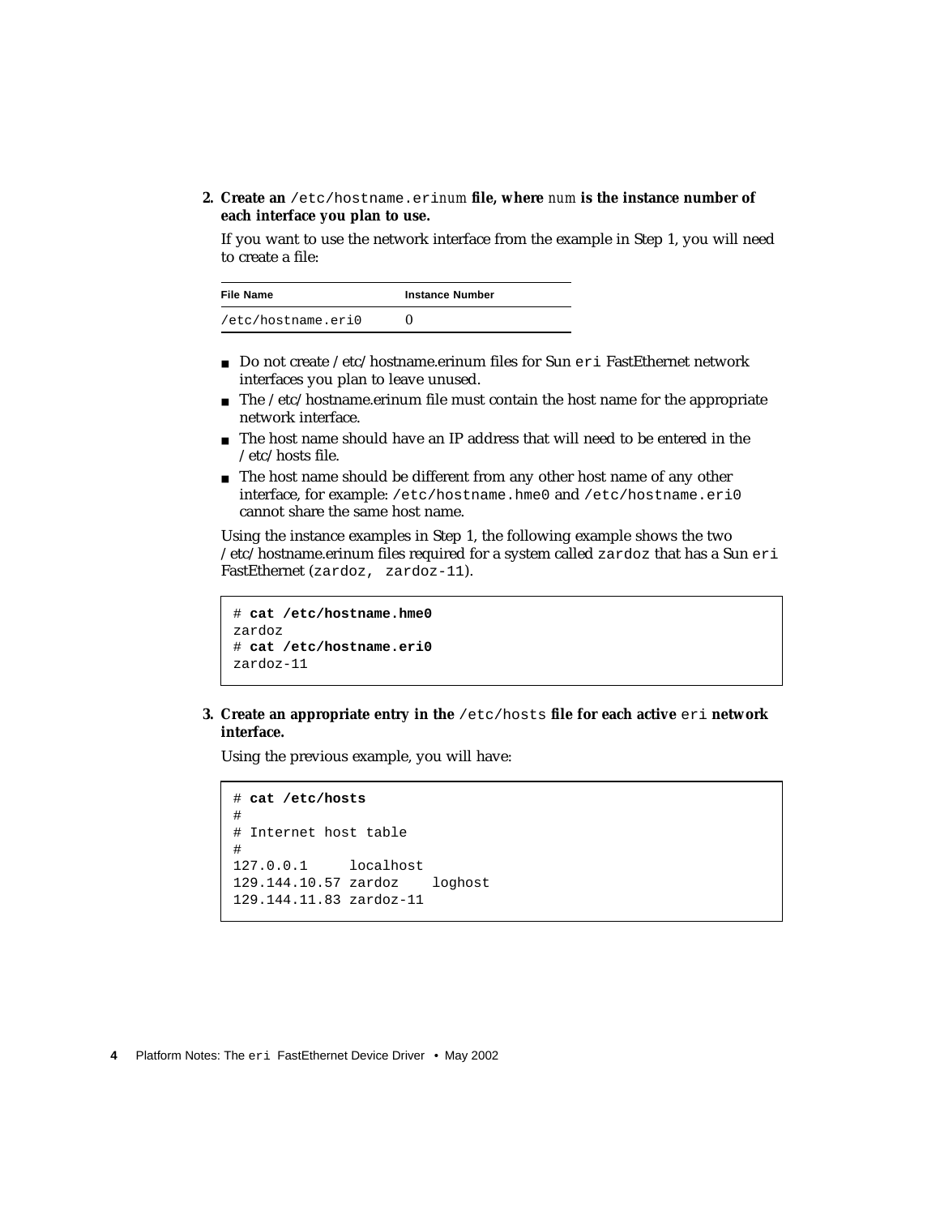2. **Create an `/etc/hostname.eri`*`num`* file, where *`num`* is the instance number of each interface you plan to use.**

   If you want to use the network interface from the example in Step 1, you will need to create a file:

| File Name | Instance Number |
|---|---|
| `/etc/hostname.eri0` | 0 |

   - Do not create /etc/hostname.erinum files for Sun `eri` FastEthernet network interfaces you plan to leave unused.
   - The /etc/hostname.erinum file must contain the host name for the appropriate network interface.
   - The host name should have an IP address that will need to be entered in the /etc/hosts file.
   - The host name should be different from any other host name of any other interface, for example: `/etc/hostname.hme0` and `/etc/hostname.eri0` cannot share the same host name.

   Using the instance examples in Step 1, the following example shows the two /etc/hostname.erinum files required for a system called `zardoz` that has a Sun `eri` FastEthernet (`zardoz, zardoz-11`).

```
# cat /etc/hostname.hme0
zardoz
# cat /etc/hostname.eri0
zardoz-11
```

3. **Create an appropriate entry in the `/etc/hosts` file for each active `eri` network interface.**

   Using the previous example, you will have:

```
# cat /etc/hosts
#
# Internet host table
#
127.0.0.1     localhost
129.144.10.57 zardoz    loghost
129.144.11.83 zardoz-11
```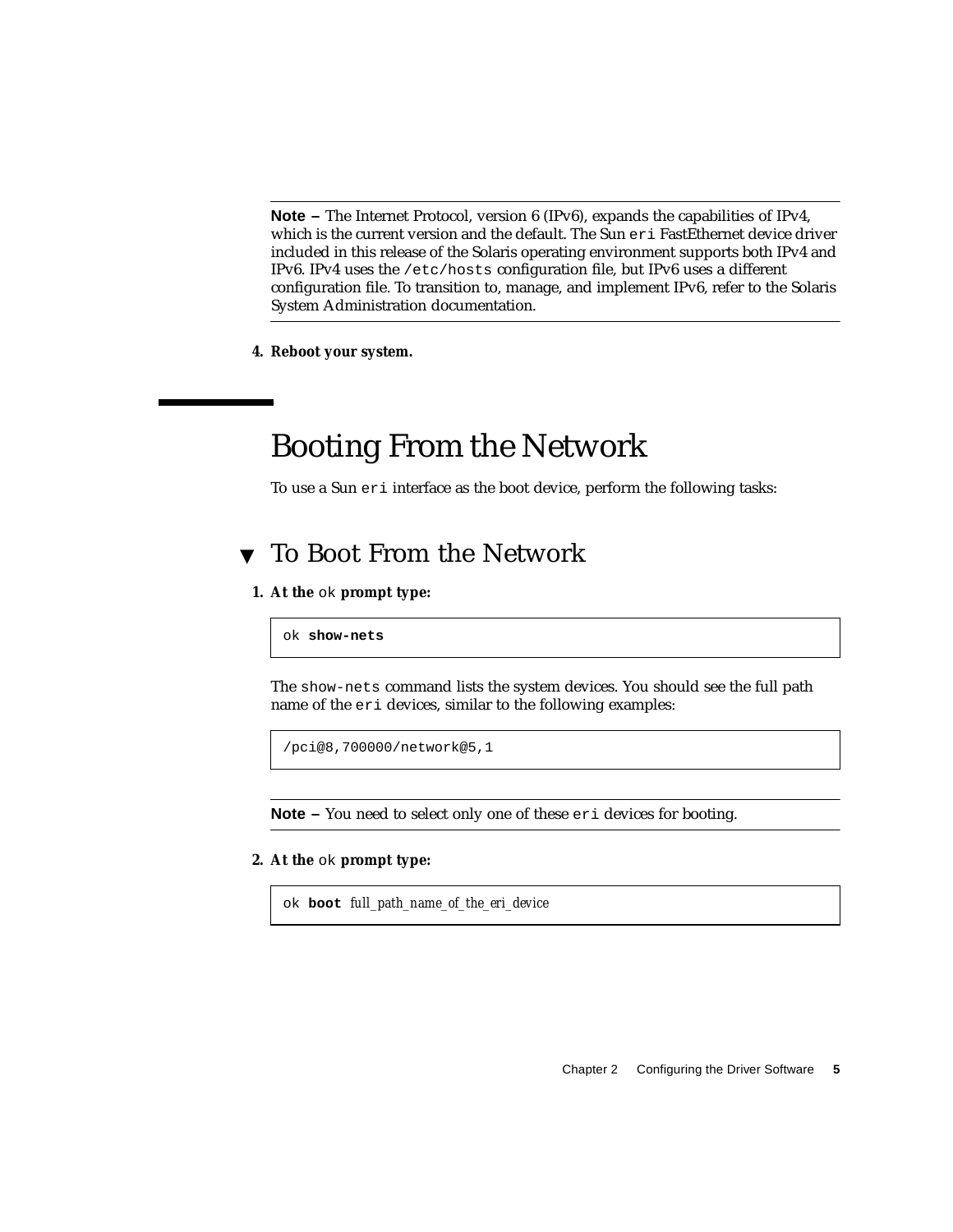**Note –** The Internet Protocol, version 6 (IPv6), expands the capabilities of IPv4, which is the current version and the default. The Sun `eri` FastEthernet device driver included in this release of the Solaris operating environment supports both IPv4 and IPv6. IPv4 uses the `/etc/hosts` configuration file, but IPv6 uses a different configuration file. To transition to, manage, and implement IPv6, refer to the Solaris System Administration documentation.

4. **Reboot your system.**

# Booting From the Network

To use a Sun `eri` interface as the boot device, perform the following tasks:

## ▼ To Boot From the Network

1. **At the** `ok` **prompt type:**

```
ok show-nets
```

The `show-nets` command lists the system devices. You should see the full path name of the `eri` devices, similar to the following examples:

```
/pci@8,700000/network@5,1
```

**Note –** You need to select only one of these `eri` devices for booting.

2. **At the** `ok` **prompt type:**

```
ok boot full_path_name_of_the_eri_device
```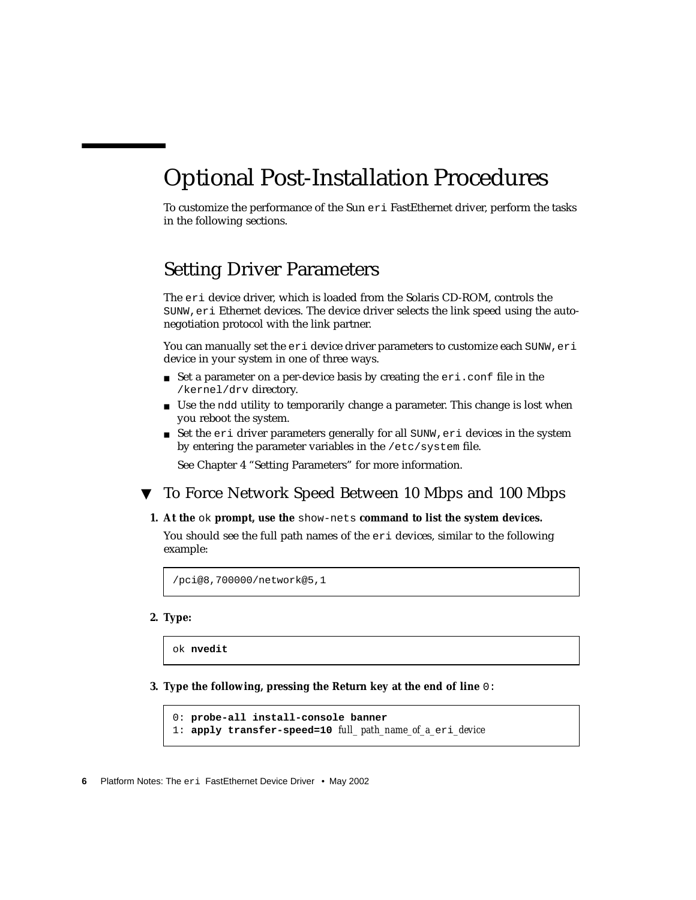# Optional Post-Installation Procedures

To customize the performance of the Sun `eri` FastEthernet driver, perform the tasks in the following sections.

## Setting Driver Parameters

The `eri` device driver, which is loaded from the Solaris CD-ROM, controls the `SUNW,eri` Ethernet devices. The device driver selects the link speed using the auto-negotiation protocol with the link partner.

You can manually set the `eri` device driver parameters to customize each `SUNW,eri` device in your system in one of three ways.

- Set a parameter on a per-device basis by creating the `eri.conf` file in the `/kernel/drv` directory.
- Use the `ndd` utility to temporarily change a parameter. This change is lost when you reboot the system.
- Set the `eri` driver parameters generally for all `SUNW,eri` devices in the system by entering the parameter variables in the `/etc/system` file.

  See Chapter 4 "Setting Parameters" for more information.

### ▼ To Force Network Speed Between 10 Mbps and 100 Mbps

1. **At the `ok` prompt, use the `show-nets` command to list the system devices.**

   You should see the full path names of the `eri` devices, similar to the following example:

```
/pci@8,700000/network@5,1
```

2. **Type:**

```
ok nvedit
```

3. **Type the following, pressing the Return key at the end of line `0`:**

```
0: probe-all install-console banner
1: apply transfer-speed=10 full_path_name_of_a_eri_device
```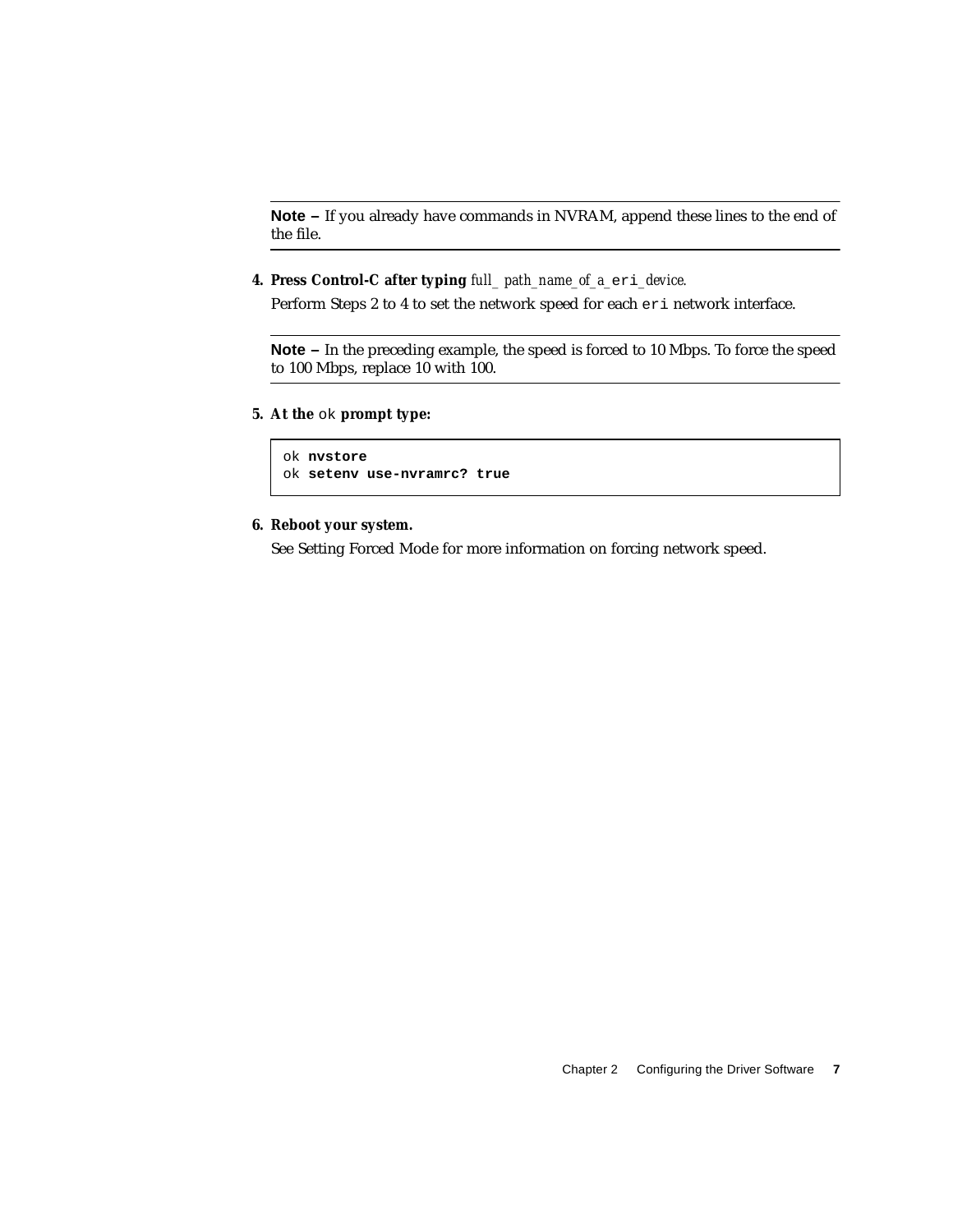---

**Note –** If you already have commands in NVRAM, append these lines to the end of the file.

---

4. **Press Control-C after typing** *full_ path_name_of_a_*`eri`*_device.*

   Perform Steps 2 to 4 to set the network speed for each `eri` network interface.

---

**Note –** In the preceding example, the speed is forced to 10 Mbps. To force the speed to 100 Mbps, replace 10 with 100.

---

5. **At the** `ok` **prompt type:**

```
ok nvstore
ok setenv use-nvramrc? true
```

6. **Reboot your system.**

   See Setting Forced Mode for more information on forcing network speed.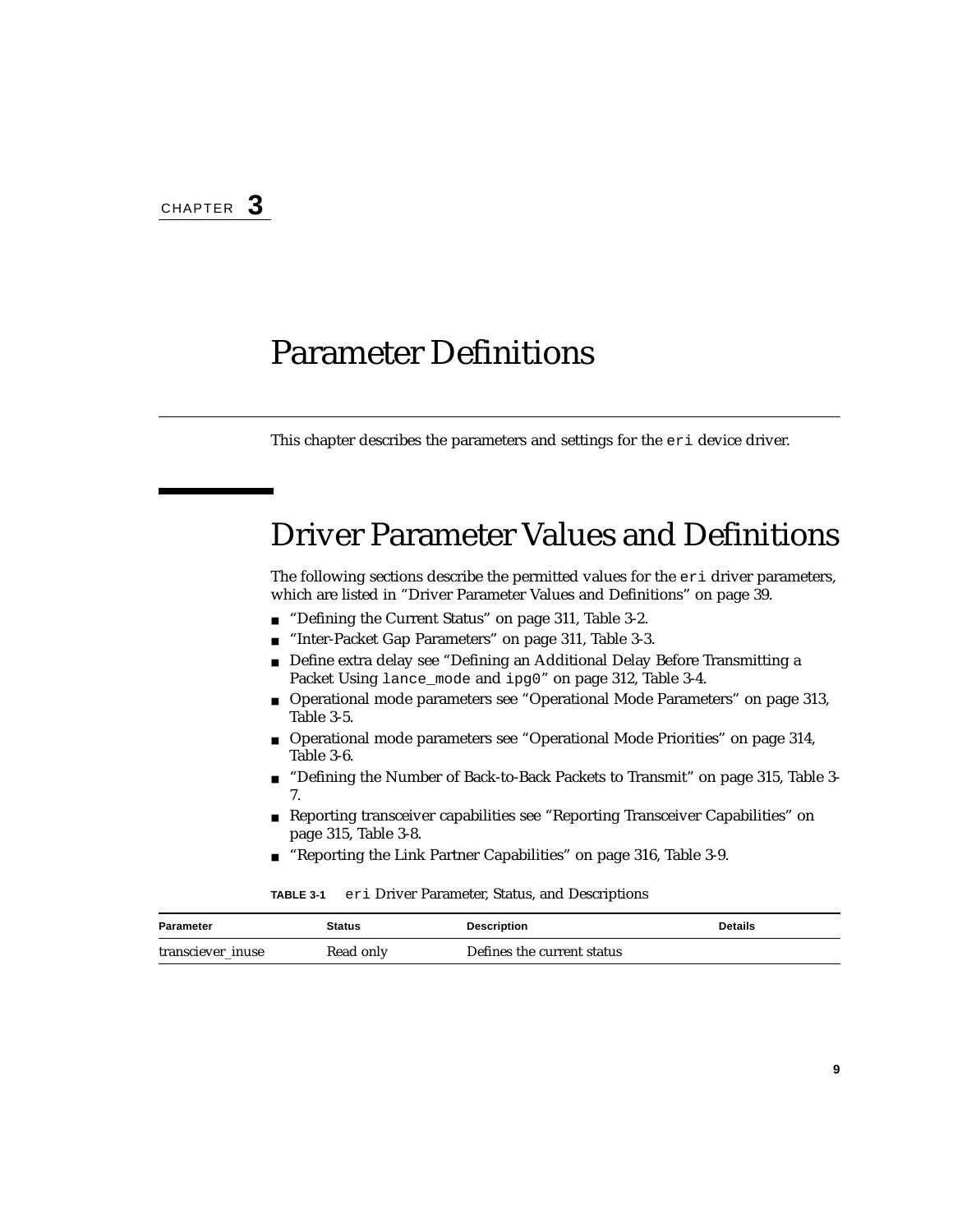CHAPTER **3**

# Parameter Definitions

This chapter describes the parameters and settings for the `eri` device driver.

## Driver Parameter Values and Definitions

The following sections describe the permitted values for the `eri` driver parameters, which are listed in “Driver Parameter Values and Definitions” on page 39.

- “Defining the Current Status” on page 311, Table 3-2.
- “Inter-Packet Gap Parameters” on page 311, Table 3-3.
- Define extra delay see “Defining an Additional Delay Before Transmitting a Packet Using `lance_mode` and `ipg0`” on page 312, Table 3-4.
- Operational mode parameters see “Operational Mode Parameters” on page 313, Table 3-5.
- Operational mode parameters see “Operational Mode Priorities” on page 314, Table 3-6.
- “Defining the Number of Back-to-Back Packets to Transmit” on page 315, Table 3-7.
- Reporting transceiver capabilities see “Reporting Transceiver Capabilities” on page 315, Table 3-8.
- “Reporting the Link Partner Capabilities” on page 316, Table 3-9.

**TABLE 3-1** `eri` Driver Parameter, Status, and Descriptions

| Parameter | Status | Description | Details |
|---|---|---|---|
| transciever_inuse | Read only | Defines the current status | |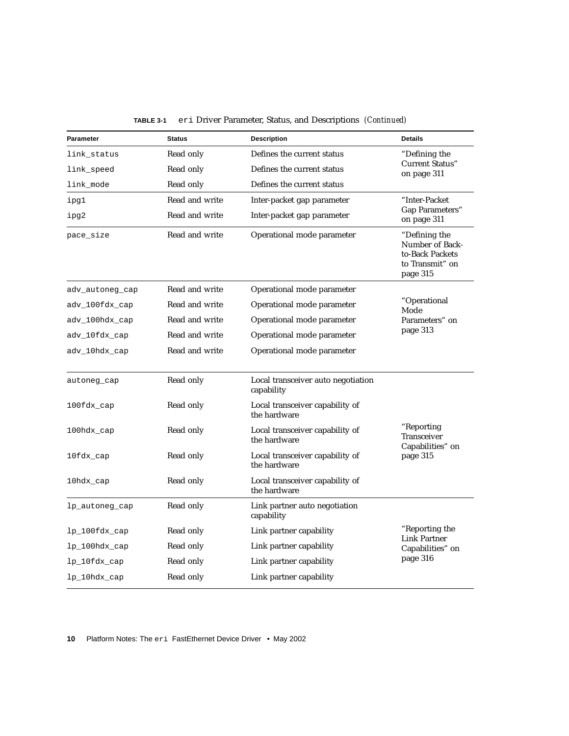**TABLE 3-1** `eri` Driver Parameter, Status, and Descriptions *(Continued)*

| Parameter | Status | Description | Details |
|---|---|---|---|
| `link_status` | Read only | Defines the current status | "Defining the Current Status" on page 311 |
| `link_speed` | Read only | Defines the current status | |
| `link_mode` | Read only | Defines the current status | |
| `ipg1` | Read and write | Inter-packet gap parameter | "Inter-Packet Gap Parameters" on page 311 |
| `ipg2` | Read and write | Inter-packet gap parameter | |
| `pace_size` | Read and write | Operational mode parameter | "Defining the Number of Back-to-Back Packets to Transmit" on page 315 |
| `adv_autoneg_cap` | Read and write | Operational mode parameter | "Operational Mode Parameters" on page 313 |
| `adv_100fdx_cap` | Read and write | Operational mode parameter | |
| `adv_100hdx_cap` | Read and write | Operational mode parameter | |
| `adv_10fdx_cap` | Read and write | Operational mode parameter | |
| `adv_10hdx_cap` | Read and write | Operational mode parameter | |
| `autoneg_cap` | Read only | Local transceiver auto negotiation capability | "Reporting Transceiver Capabilities" on page 315 |
| `100fdx_cap` | Read only | Local transceiver capability of the hardware | |
| `100hdx_cap` | Read only | Local transceiver capability of the hardware | |
| `10fdx_cap` | Read only | Local transceiver capability of the hardware | |
| `10hdx_cap` | Read only | Local transceiver capability of the hardware | |
| `lp_autoneg_cap` | Read only | Link partner auto negotiation capability | "Reporting the Link Partner Capabilities" on page 316 |
| `lp_100fdx_cap` | Read only | Link partner capability | |
| `lp_100hdx_cap` | Read only | Link partner capability | |
| `lp_10fdx_cap` | Read only | Link partner capability | |
| `lp_10hdx_cap` | Read only | Link partner capability | |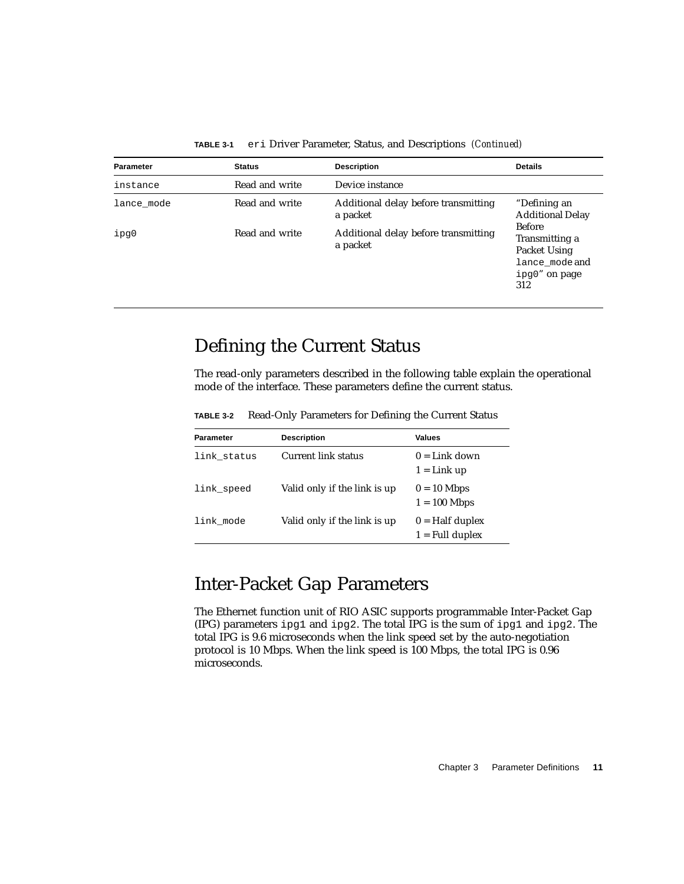**TABLE 3-1** eri Driver Parameter, Status, and Descriptions *(Continued)*

| Parameter | Status | Description | Details |
|---|---|---|---|
| instance | Read and write | Device instance | |
| lance_mode | Read and write | Additional delay before transmitting a packet | "Defining an Additional Delay Before Transmitting a Packet Using lance_mode and ipg0" on page 312 |
| ipg0 | Read and write | Additional delay before transmitting a packet | |

## Defining the Current Status

The read-only parameters described in the following table explain the operational mode of the interface. These parameters define the current status.

**TABLE 3-2** Read-Only Parameters for Defining the Current Status

| Parameter | Description | Values |
|---|---|---|
| link_status | Current link status | 0 = Link down<br>1 = Link up |
| link_speed | Valid only if the link is up | 0 = 10 Mbps<br>1 = 100 Mbps |
| link_mode | Valid only if the link is up | 0 = Half duplex<br>1 = Full duplex |

## Inter-Packet Gap Parameters

The Ethernet function unit of RIO ASIC supports programmable Inter-Packet Gap (IPG) parameters ipg1 and ipg2. The total IPG is the sum of ipg1 and ipg2. The total IPG is 9.6 microseconds when the link speed set by the auto-negotiation protocol is 10 Mbps. When the link speed is 100 Mbps, the total IPG is 0.96 microseconds.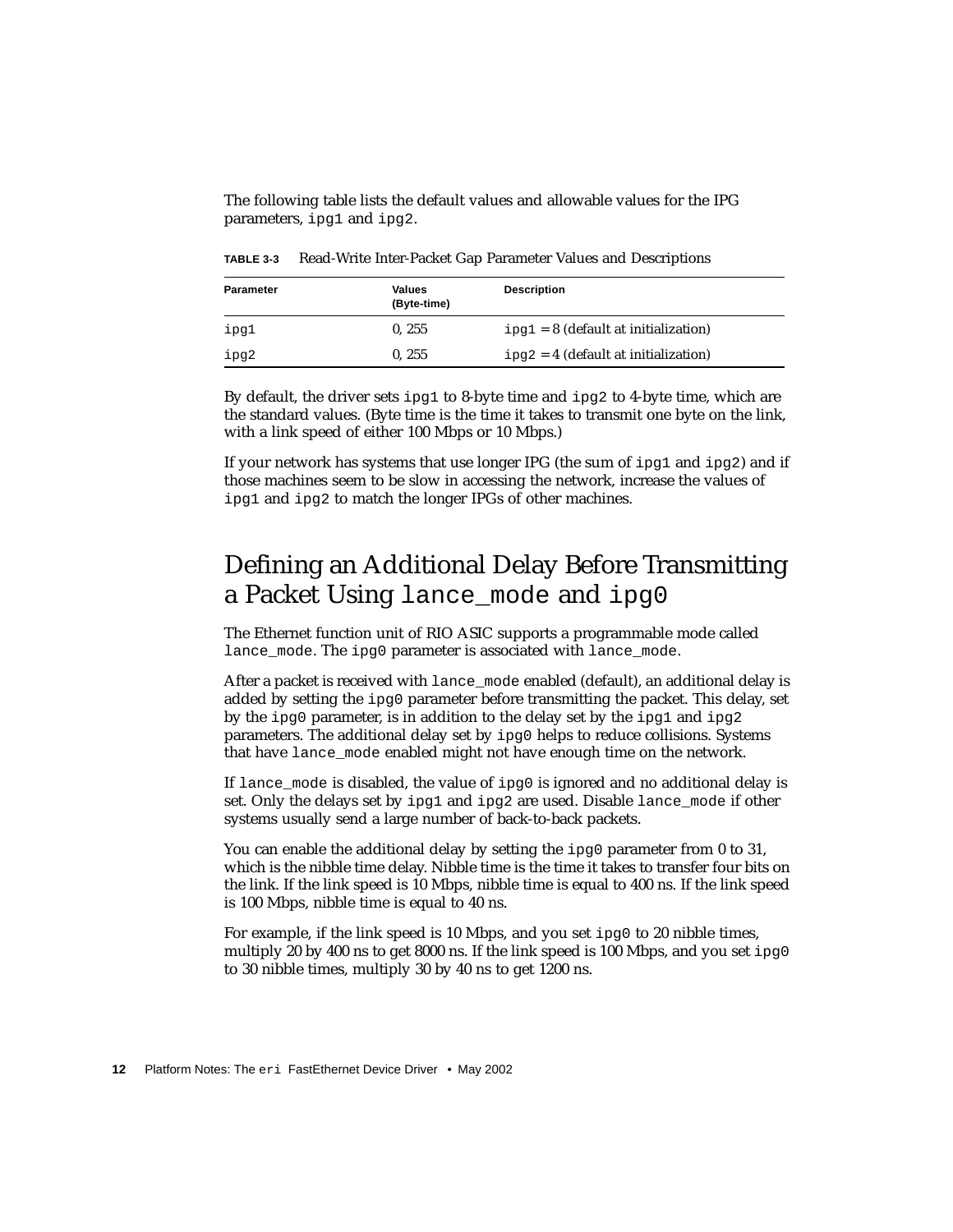The following table lists the default values and allowable values for the IPG parameters, ipg1 and ipg2.

**TABLE 3-3** Read-Write Inter-Packet Gap Parameter Values and Descriptions

| Parameter | Values (Byte-time) | Description |
|---|---|---|
| ipg1 | 0, 255 | ipg1 = 8 (default at initialization) |
| ipg2 | 0, 255 | ipg2 = 4 (default at initialization) |

By default, the driver sets ipg1 to 8-byte time and ipg2 to 4-byte time, which are the standard values. (Byte time is the time it takes to transmit one byte on the link, with a link speed of either 100 Mbps or 10 Mbps.)

If your network has systems that use longer IPG (the sum of ipg1 and ipg2) and if those machines seem to be slow in accessing the network, increase the values of ipg1 and ipg2 to match the longer IPGs of other machines.

## Defining an Additional Delay Before Transmitting a Packet Using lance_mode and ipg0

The Ethernet function unit of RIO ASIC supports a programmable mode called lance_mode. The ipg0 parameter is associated with lance_mode.

After a packet is received with lance_mode enabled (default), an additional delay is added by setting the ipg0 parameter before transmitting the packet. This delay, set by the ipg0 parameter, is in addition to the delay set by the ipg1 and ipg2 parameters. The additional delay set by ipg0 helps to reduce collisions. Systems that have lance_mode enabled might not have enough time on the network.

If lance_mode is disabled, the value of ipg0 is ignored and no additional delay is set. Only the delays set by ipg1 and ipg2 are used. Disable lance_mode if other systems usually send a large number of back-to-back packets.

You can enable the additional delay by setting the ipg0 parameter from 0 to 31, which is the nibble time delay. Nibble time is the time it takes to transfer four bits on the link. If the link speed is 10 Mbps, nibble time is equal to 400 ns. If the link speed is 100 Mbps, nibble time is equal to 40 ns.

For example, if the link speed is 10 Mbps, and you set ipg0 to 20 nibble times, multiply 20 by 400 ns to get 8000 ns. If the link speed is 100 Mbps, and you set ipg0 to 30 nibble times, multiply 30 by 40 ns to get 1200 ns.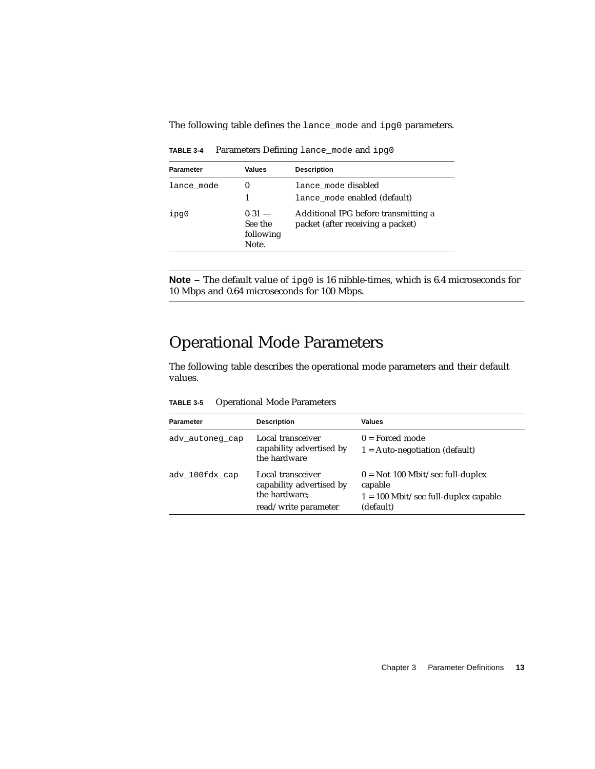The following table defines the lance_mode and ipg0 parameters.

**TABLE 3-4** Parameters Defining lance_mode and ipg0

| Parameter | Values | Description |
|---|---|---|
| lance_mode | 0<br>1 | lance_mode disabled<br>lance_mode enabled (default) |
| ipg0 | 0-31 — See the following Note. | Additional IPG before transmitting a packet (after receiving a packet) |

---

**Note –** The default value of ipg0 is 16 nibble-times, which is 6.4 microseconds for 10 Mbps and 0.64 microseconds for 100 Mbps.

---

## Operational Mode Parameters

The following table describes the operational mode parameters and their default values.

**TABLE 3-5** Operational Mode Parameters

| Parameter | Description | Values |
|---|---|---|
| adv_autoneg_cap | Local transceiver capability advertised by the hardware | 0 = Forced mode<br>1 = Auto-negotiation (default) |
| adv_100fdx_cap | Local transceiver capability advertised by the hardware;<br>read/write parameter | 0 = Not 100 Mbit/sec full-duplex capable<br>1 = 100 Mbit/sec full-duplex capable (default) |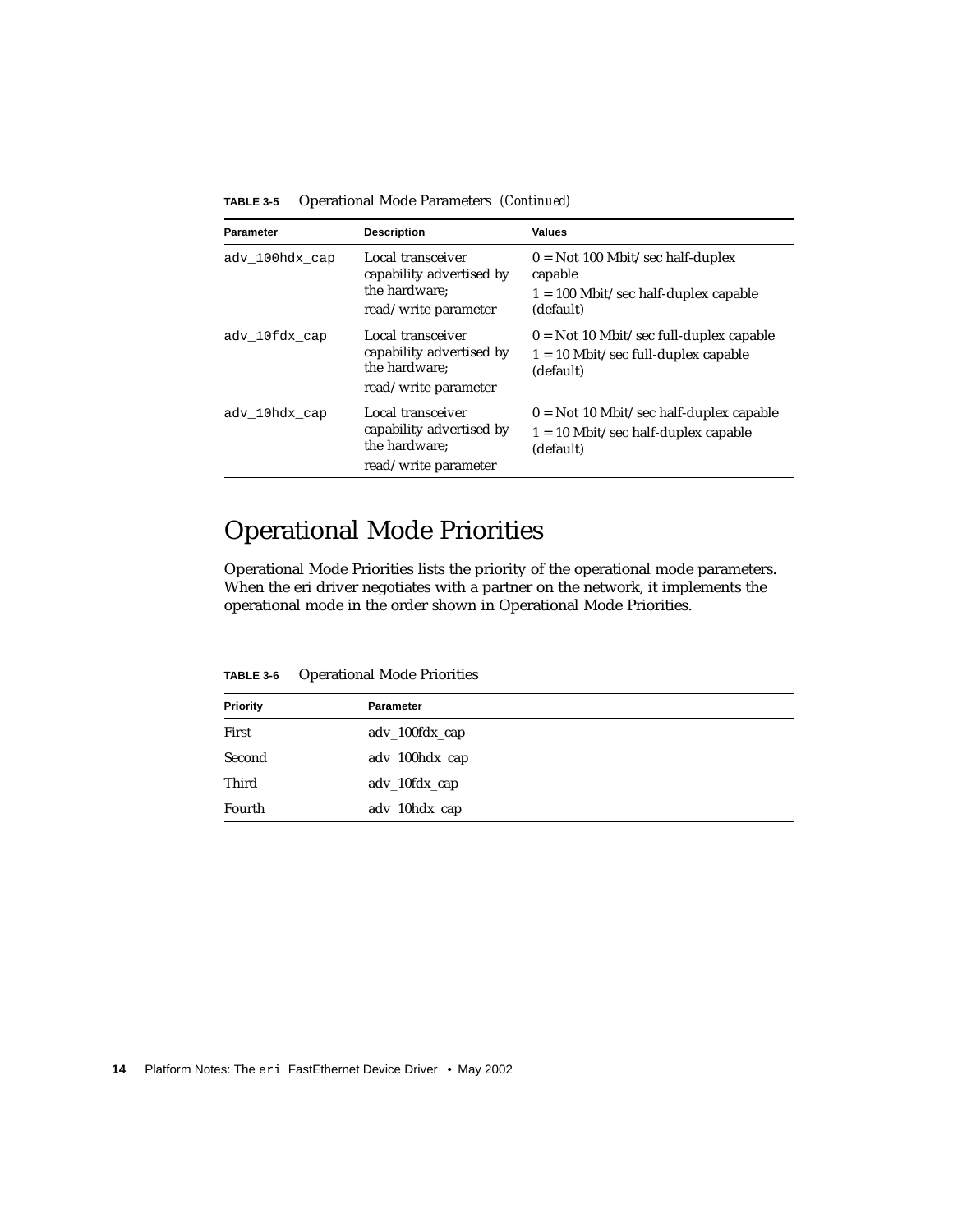**TABLE 3-5** Operational Mode Parameters *(Continued)*

| Parameter | Description | Values |
|---|---|---|
| adv_100hdx_cap | Local transceiver capability advertised by the hardware; read/write parameter | 0 = Not 100 Mbit/sec half-duplex capable<br>1 = 100 Mbit/sec half-duplex capable (default) |
| adv_10fdx_cap | Local transceiver capability advertised by the hardware; read/write parameter | 0 = Not 10 Mbit/sec full-duplex capable<br>1 = 10 Mbit/sec full-duplex capable (default) |
| adv_10hdx_cap | Local transceiver capability advertised by the hardware; read/write parameter | 0 = Not 10 Mbit/sec half-duplex capable<br>1 = 10 Mbit/sec half-duplex capable (default) |

# Operational Mode Priorities

Operational Mode Priorities lists the priority of the operational mode parameters. When the eri driver negotiates with a partner on the network, it implements the operational mode in the order shown in Operational Mode Priorities.

**TABLE 3-6** Operational Mode Priorities

| Priority | Parameter |
|---|---|
| First | adv_100fdx_cap |
| Second | adv_100hdx_cap |
| Third | adv_10fdx_cap |
| Fourth | adv_10hdx_cap |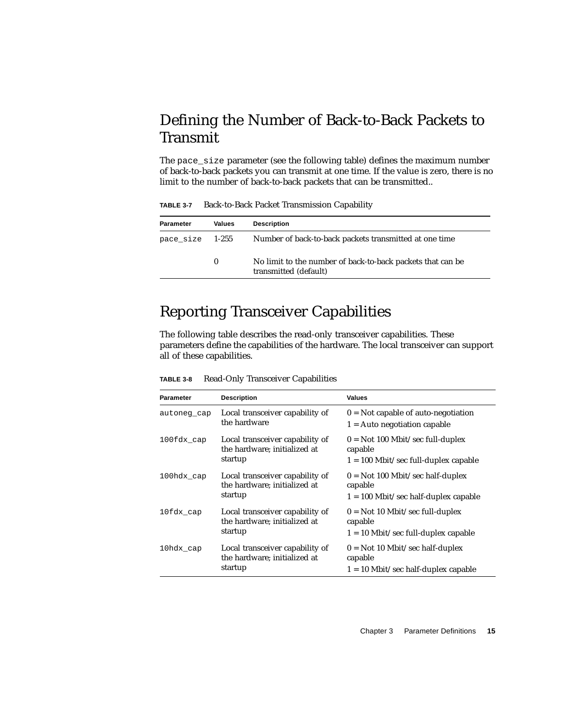## Defining the Number of Back-to-Back Packets to Transmit

The pace_size parameter (see the following table) defines the maximum number of back-to-back packets you can transmit at one time. If the value is zero, there is no limit to the number of back-to-back packets that can be transmitted..

**TABLE 3-7** Back-to-Back Packet Transmission Capability

| Parameter | Values | Description |
|---|---|---|
| pace_size | 1-255 | Number of back-to-back packets transmitted at one time |
| | 0 | No limit to the number of back-to-back packets that can be transmitted (default) |

## Reporting Transceiver Capabilities

The following table describes the read-only transceiver capabilities. These parameters define the capabilities of the hardware. The local transceiver can support all of these capabilities.

**TABLE 3-8** Read-Only Transceiver Capabilities

| Parameter | Description | Values |
|---|---|---|
| autoneg_cap | Local transceiver capability of the hardware | 0 = Not capable of auto-negotiation<br>1 = Auto negotiation capable |
| 100fdx_cap | Local transceiver capability of the hardware; initialized at startup | 0 = Not 100 Mbit/sec full-duplex capable<br>1 = 100 Mbit/sec full-duplex capable |
| 100hdx_cap | Local transceiver capability of the hardware; initialized at startup | 0 = Not 100 Mbit/sec half-duplex capable<br>1 = 100 Mbit/sec half-duplex capable |
| 10fdx_cap | Local transceiver capability of the hardware; initialized at startup | 0 = Not 10 Mbit/sec full-duplex capable<br>1 = 10 Mbit/sec full-duplex capable |
| 10hdx_cap | Local transceiver capability of the hardware; initialized at startup | 0 = Not 10 Mbit/sec half-duplex capable<br>1 = 10 Mbit/sec half-duplex capable |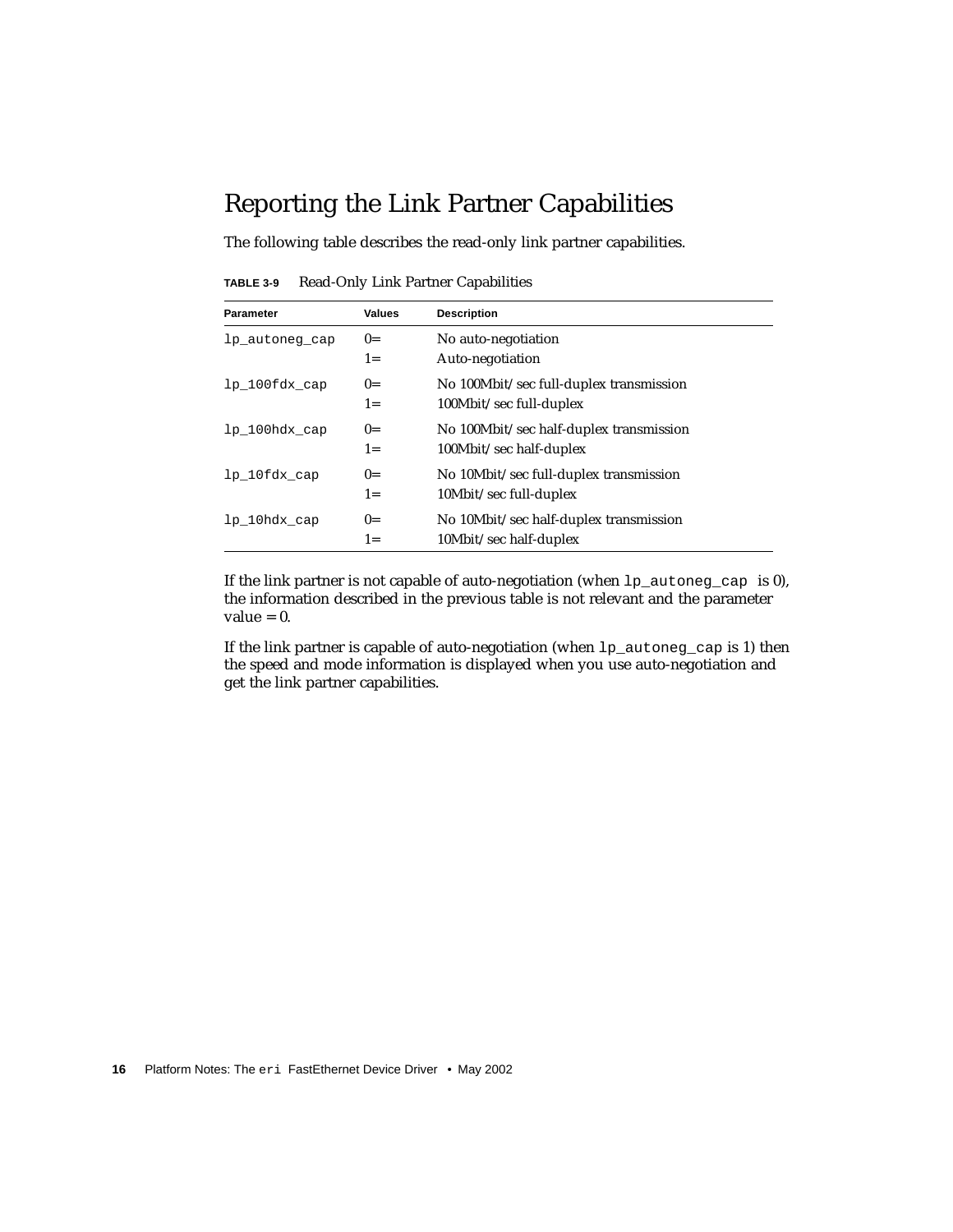## Reporting the Link Partner Capabilities

The following table describes the read-only link partner capabilities.

**TABLE 3-9** Read-Only Link Partner Capabilities

| Parameter | Values | Description |
|---|---|---|
| lp_autoneg_cap | 0=<br>1= | No auto-negotiation<br>Auto-negotiation |
| lp_100fdx_cap | 0=<br>1= | No 100Mbit/sec full-duplex transmission<br>100Mbit/sec full-duplex |
| lp_100hdx_cap | 0=<br>1= | No 100Mbit/sec half-duplex transmission<br>100Mbit/sec half-duplex |
| lp_10fdx_cap | 0=<br>1= | No 10Mbit/sec full-duplex transmission<br>10Mbit/sec full-duplex |
| lp_10hdx_cap | 0=<br>1= | No 10Mbit/sec half-duplex transmission<br>10Mbit/sec half-duplex |

If the link partner is not capable of auto-negotiation (when `lp_autoneg_cap` is 0), the information described in the previous table is not relevant and the parameter value = 0.

If the link partner is capable of auto-negotiation (when `lp_autoneg_cap` is 1) then the speed and mode information is displayed when you use auto-negotiation and get the link partner capabilities.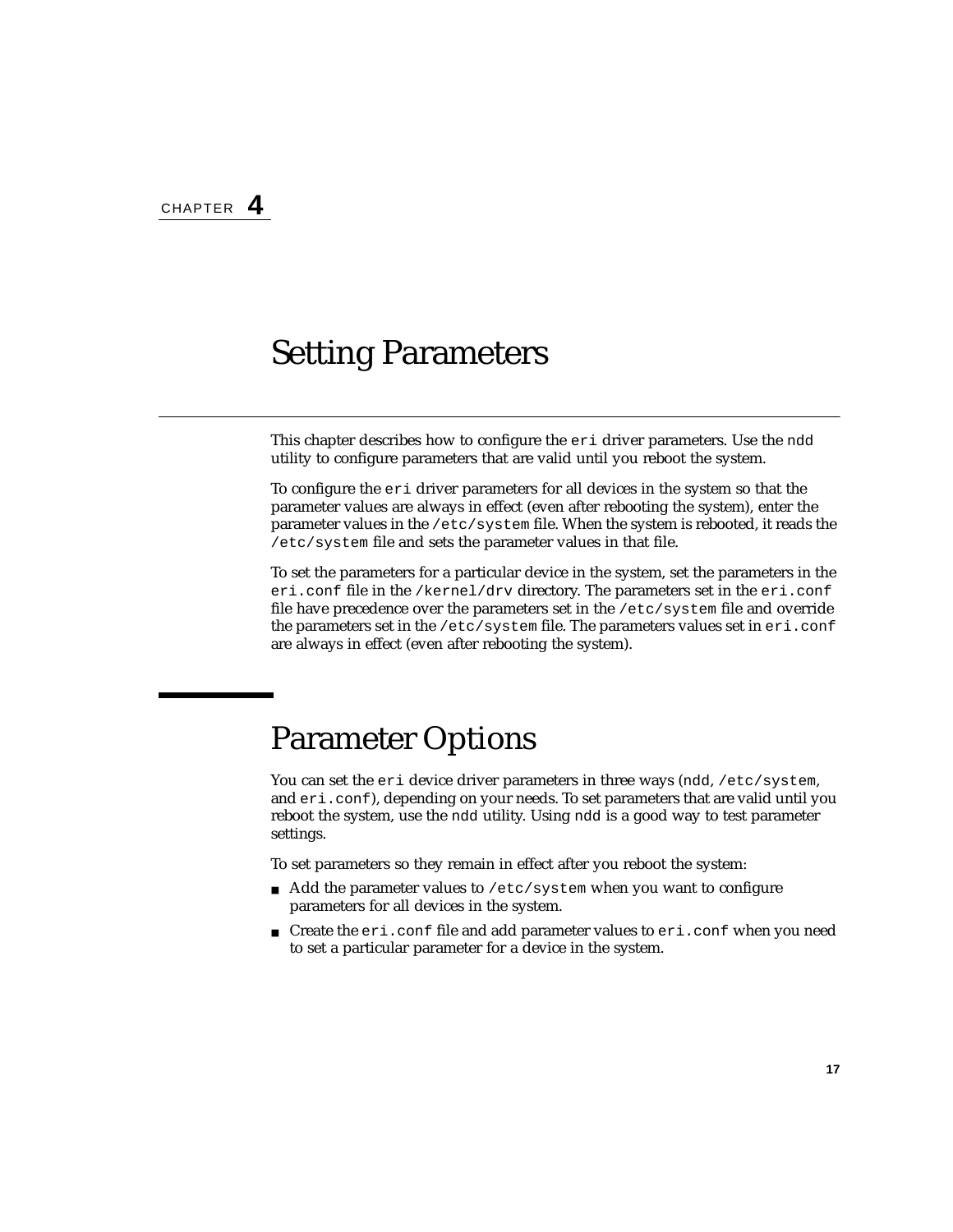# CHAPTER 4

# Setting Parameters

This chapter describes how to configure the `eri` driver parameters. Use the `ndd` utility to configure parameters that are valid until you reboot the system.

To configure the `eri` driver parameters for all devices in the system so that the parameter values are always in effect (even after rebooting the system), enter the parameter values in the `/etc/system` file. When the system is rebooted, it reads the `/etc/system` file and sets the parameter values in that file.

To set the parameters for a particular device in the system, set the parameters in the `eri.conf` file in the `/kernel/drv` directory. The parameters set in the `eri.conf` file have precedence over the parameters set in the `/etc/system` file and override the parameters set in the `/etc/system` file. The parameters values set in `eri.conf` are always in effect (even after rebooting the system).

## Parameter Options

You can set the `eri` device driver parameters in three ways (`ndd`, `/etc/system`, and `eri.conf`), depending on your needs. To set parameters that are valid until you reboot the system, use the `ndd` utility. Using `ndd` is a good way to test parameter settings.

To set parameters so they remain in effect after you reboot the system:

- Add the parameter values to `/etc/system` when you want to configure parameters for all devices in the system.
- Create the `eri.conf` file and add parameter values to `eri.conf` when you need to set a particular parameter for a device in the system.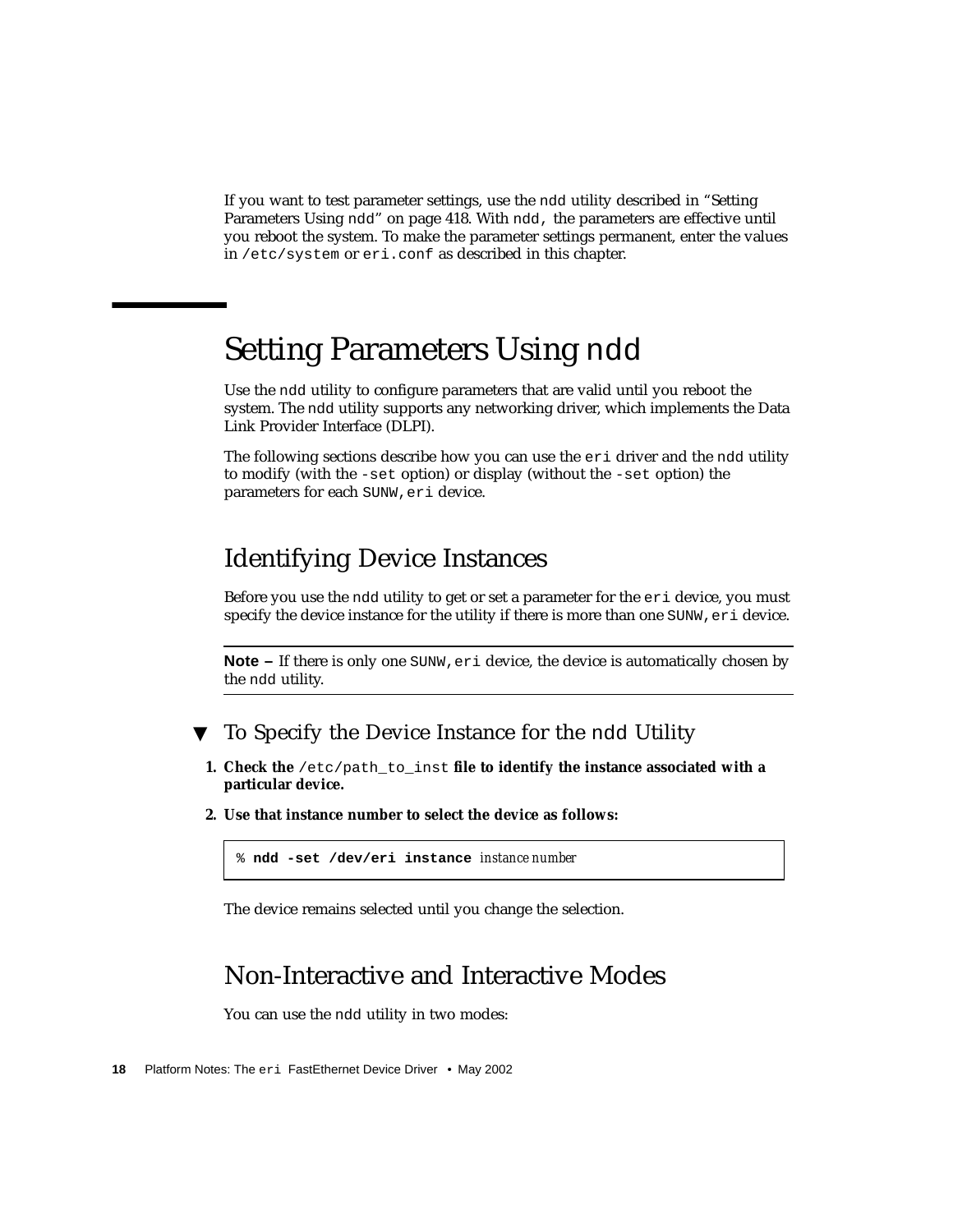If you want to test parameter settings, use the `ndd` utility described in "Setting Parameters Using `ndd`" on page 418. With `ndd`, the parameters are effective until you reboot the system. To make the parameter settings permanent, enter the values in `/etc/system` or `eri.conf` as described in this chapter.

# Setting Parameters Using ndd

Use the `ndd` utility to configure parameters that are valid until you reboot the system. The `ndd` utility supports any networking driver, which implements the Data Link Provider Interface (DLPI).

The following sections describe how you can use the `eri` driver and the `ndd` utility to modify (with the `-set` option) or display (without the `-set` option) the parameters for each `SUNW,eri` device.

## Identifying Device Instances

Before you use the `ndd` utility to get or set a parameter for the `eri` device, you must specify the device instance for the utility if there is more than one `SUNW,eri` device.

---

**Note –** If there is only one `SUNW,eri` device, the device is automatically chosen by the `ndd` utility.

---

### ▼ To Specify the Device Instance for the ndd Utility

1. **Check the `/etc/path_to_inst` file to identify the instance associated with a particular device.**
2. **Use that instance number to select the device as follows:**

```
% ndd -set /dev/eri instance instance number
```

The device remains selected until you change the selection.

## Non-Interactive and Interactive Modes

You can use the `ndd` utility in two modes: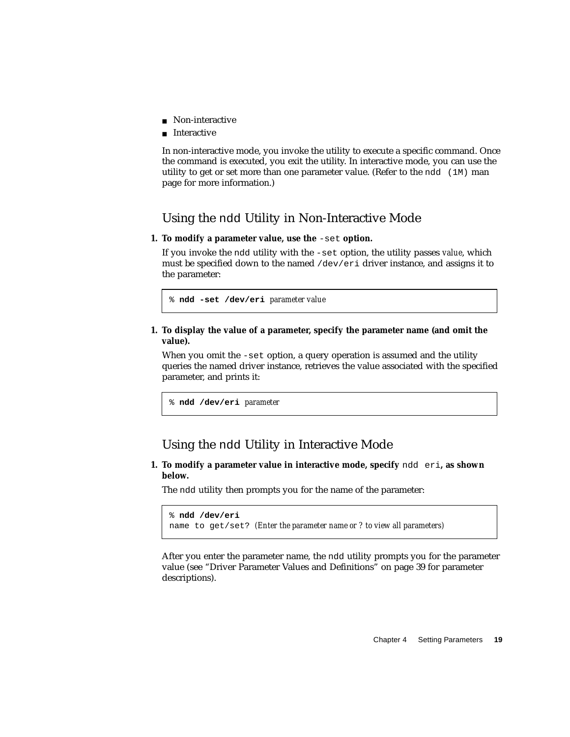- Non-interactive
- Interactive

In non-interactive mode, you invoke the utility to execute a specific command. Once the command is executed, you exit the utility. In interactive mode, you can use the utility to get or set more than one parameter value. (Refer to the `ndd (1M)` man page for more information.)

## Using the `ndd` Utility in Non-Interactive Mode

1. **To modify a parameter value, use the `-set` option.**

   If you invoke the `ndd` utility with the `-set` option, the utility passes *value*, which must be specified down to the named `/dev/eri` driver instance, and assigns it to the parameter:

   ```
   % ndd -set /dev/eri parameter value
   ```

1. **To display the value of a parameter, specify the parameter name (and omit the value).**

   When you omit the `-set` option, a query operation is assumed and the utility queries the named driver instance, retrieves the value associated with the specified parameter, and prints it:

   ```
   % ndd /dev/eri parameter
   ```

## Using the `ndd` Utility in Interactive Mode

1. **To modify a parameter value in interactive mode, specify `ndd eri`, as shown below.**

   The `ndd` utility then prompts you for the name of the parameter:

   ```
   % ndd /dev/eri
   name to get/set? (Enter the parameter name or ? to view all parameters)
   ```

   After you enter the parameter name, the `ndd` utility prompts you for the parameter value (see "Driver Parameter Values and Definitions" on page 39 for parameter descriptions).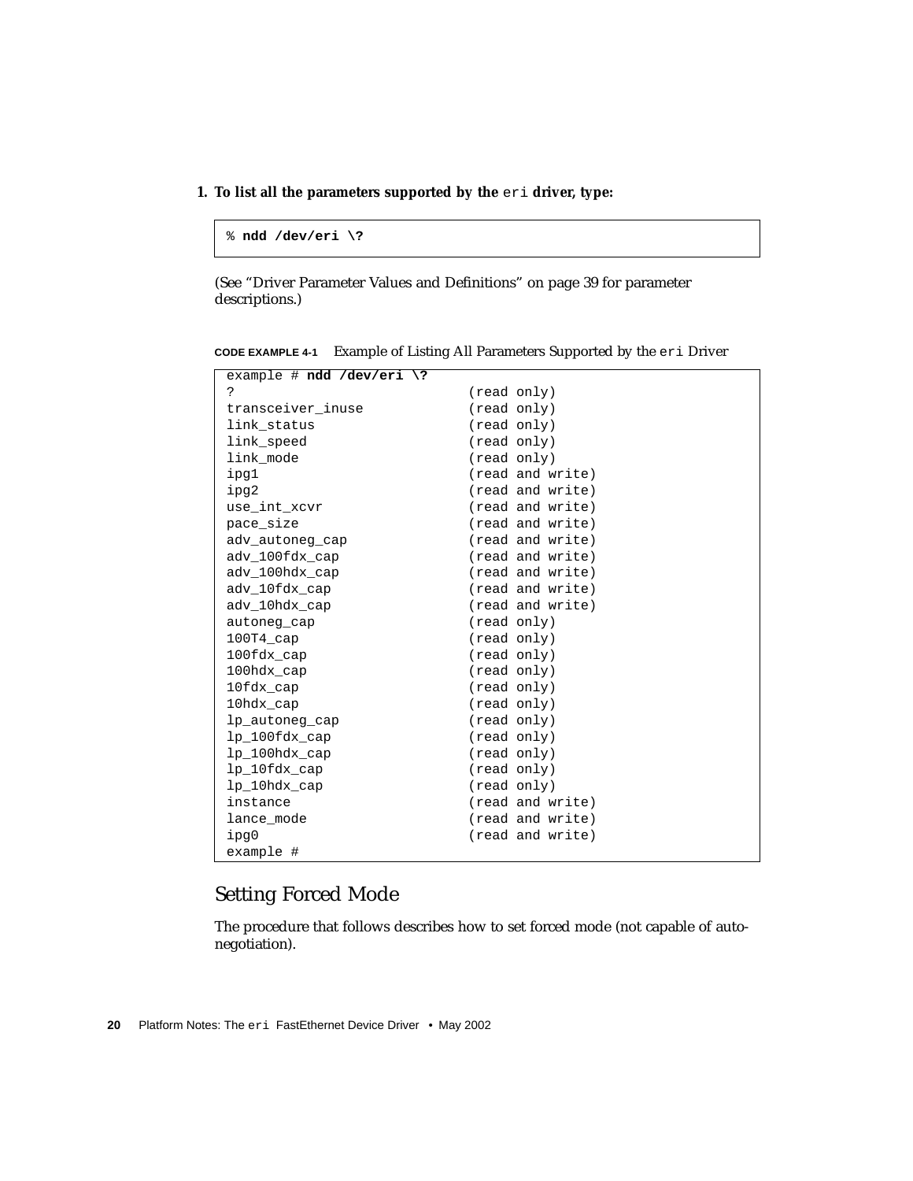1. **To list all the parameters supported by the `eri` driver, type:**

```
% ndd /dev/eri \?
```

(See "Driver Parameter Values and Definitions" on page 39 for parameter descriptions.)

**CODE EXAMPLE 4-1** Example of Listing All Parameters Supported by the `eri` Driver

```
example # ndd /dev/eri \?
?                              (read only)
transceiver_inuse              (read only)
link_status                    (read only)
link_speed                     (read only)
link_mode                      (read only)
ipg1                           (read and write)
ipg2                           (read and write)
use_int_xcvr                   (read and write)
pace_size                      (read and write)
adv_autoneg_cap                (read and write)
adv_100fdx_cap                 (read and write)
adv_100hdx_cap                 (read and write)
adv_10fdx_cap                  (read and write)
adv_10hdx_cap                  (read and write)
autoneg_cap                    (read only)
100T4_cap                      (read only)
100fdx_cap                     (read only)
100hdx_cap                     (read only)
10fdx_cap                      (read only)
10hdx_cap                      (read only)
lp_autoneg_cap                 (read only)
lp_100fdx_cap                  (read only)
lp_100hdx_cap                  (read only)
lp_10fdx_cap                   (read only)
lp_10hdx_cap                   (read only)
instance                       (read and write)
lance_mode                     (read and write)
ipg0                           (read and write)
example #
```

## Setting Forced Mode

The procedure that follows describes how to set forced mode (not capable of auto-negotiation).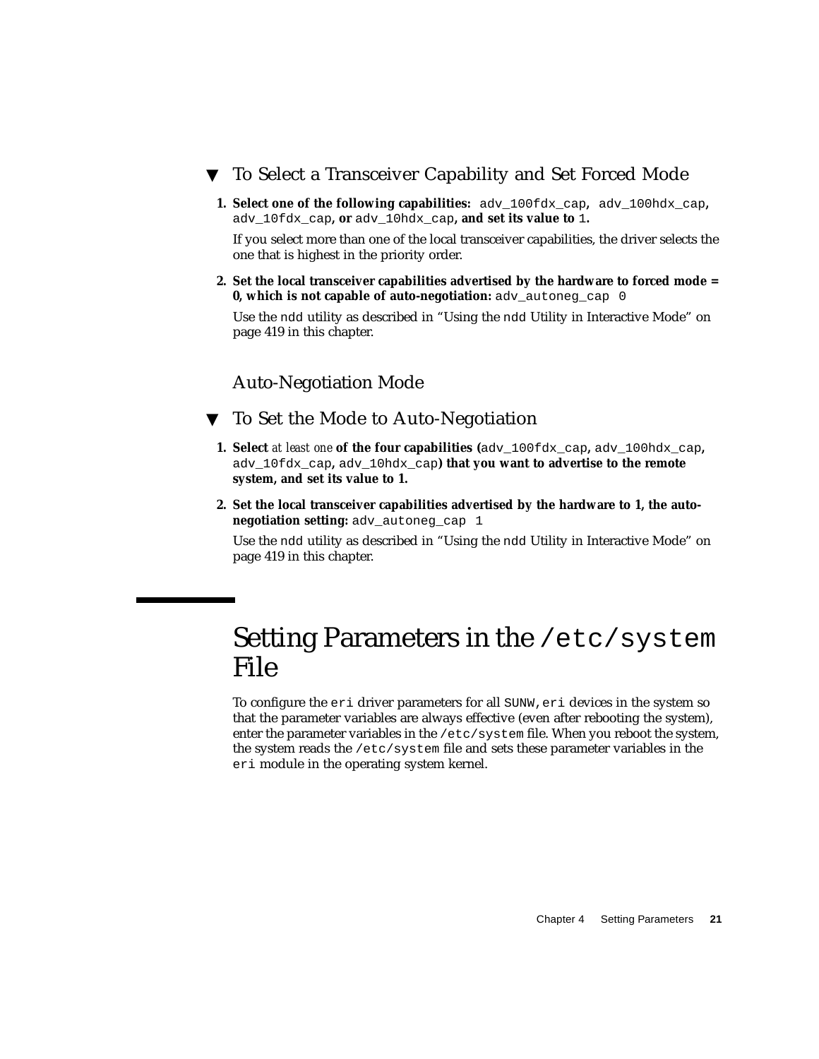### ▼ To Select a Transceiver Capability and Set Forced Mode

1. **Select one of the following capabilities:** `adv_100fdx_cap`, `adv_100hdx_cap`, `adv_10fdx_cap`, **or** `adv_10hdx_cap`**, and set its value to** `1`**.**

   If you select more than one of the local transceiver capabilities, the driver selects the one that is highest in the priority order.

2. **Set the local transceiver capabilities advertised by the hardware to forced mode = 0, which is not capable of auto-negotiation:** `adv_autoneg_cap 0`

   Use the `ndd` utility as described in "Using the `ndd` Utility in Interactive Mode" on page 419 in this chapter.

### Auto-Negotiation Mode

### ▼ To Set the Mode to Auto-Negotiation

1. **Select** *at least one* **of the four capabilities (**`adv_100fdx_cap`**,** `adv_100hdx_cap`**,** `adv_10fdx_cap`**,** `adv_10hdx_cap`**) that you want to advertise to the remote system, and set its value to 1.**

2. **Set the local transceiver capabilities advertised by the hardware to 1, the auto-negotiation setting:** `adv_autoneg_cap 1`

   Use the `ndd` utility as described in "Using the `ndd` Utility in Interactive Mode" on page 419 in this chapter.

## Setting Parameters in the `/etc/system` File

To configure the `eri` driver parameters for all `SUNW,eri` devices in the system so that the parameter variables are always effective (even after rebooting the system), enter the parameter variables in the `/etc/system` file. When you reboot the system, the system reads the `/etc/system` file and sets these parameter variables in the `eri` module in the operating system kernel.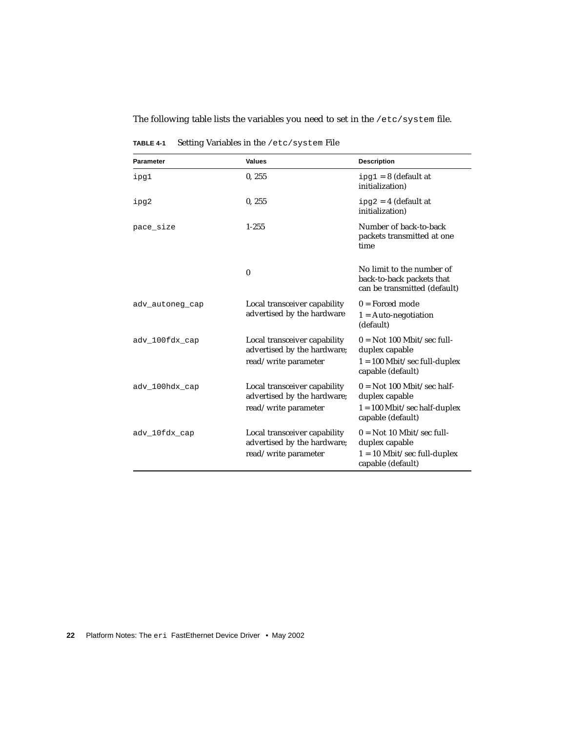The following table lists the variables you need to set in the /etc/system file.

**TABLE 4-1** Setting Variables in the /etc/system File

| Parameter | Values | Description |
| --- | --- | --- |
| ipg1 | 0, 255 | ipg1 = 8 (default at initialization) |
| ipg2 | 0, 255 | ipg2 = 4 (default at initialization) |
| pace_size | 1-255 | Number of back-to-back packets transmitted at one time |
| | 0 | No limit to the number of back-to-back packets that can be transmitted (default) |
| adv_autoneg_cap | Local transceiver capability advertised by the hardware | 0 = Forced mode<br>1 = Auto-negotiation (default) |
| adv_100fdx_cap | Local transceiver capability advertised by the hardware; read/write parameter | 0 = Not 100 Mbit/sec full-duplex capable<br>1 = 100 Mbit/sec full-duplex capable (default) |
| adv_100hdx_cap | Local transceiver capability advertised by the hardware; read/write parameter | 0 = Not 100 Mbit/sec half-duplex capable<br>1 = 100 Mbit/sec half-duplex capable (default) |
| adv_10fdx_cap | Local transceiver capability advertised by the hardware; read/write parameter | 0 = Not 10 Mbit/sec full-duplex capable<br>1 = 10 Mbit/sec full-duplex capable (default) |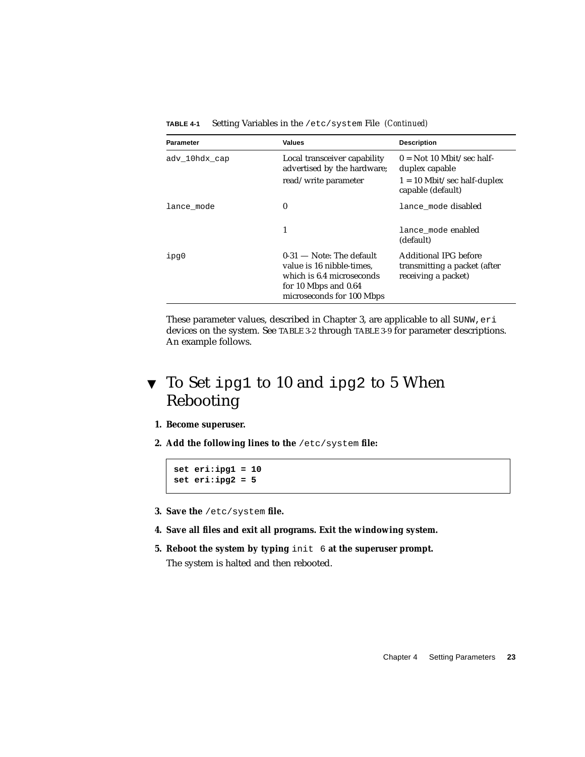**TABLE 4-1** Setting Variables in the `/etc/system` File *(Continued)*

| Parameter | Values | Description |
|---|---|---|
| `adv_10hdx_cap` | Local transceiver capability advertised by the hardware; read/write parameter | 0 = Not 10 Mbit/sec half-duplex capable<br>1 = 10 Mbit/sec half-duplex capable (default) |
| `lance_mode` | 0 | `lance_mode` disabled |
| | 1 | `lance_mode` enabled (default) |
| `ipg0` | 0-31 — Note: The default value is 16 nibble-times, which is 6.4 microseconds for 10 Mbps and 0.64 microseconds for 100 Mbps | Additional IPG before transmitting a packet (after receiving a packet) |

These parameter values, described in Chapter 3, are applicable to all `SUNW,eri` devices on the system. See TABLE 3-2 through TABLE 3-9 for parameter descriptions. An example follows.

## ▼ To Set `ipg1` to 10 and `ipg2` to 5 When Rebooting

1. **Become superuser.**
2. **Add the following lines to the `/etc/system` file:**

```
set eri:ipg1 = 10
set eri:ipg2 = 5
```

3. **Save the `/etc/system` file.**
4. **Save all files and exit all programs. Exit the windowing system.**
5. **Reboot the system by typing `init 6` at the superuser prompt.**

   The system is halted and then rebooted.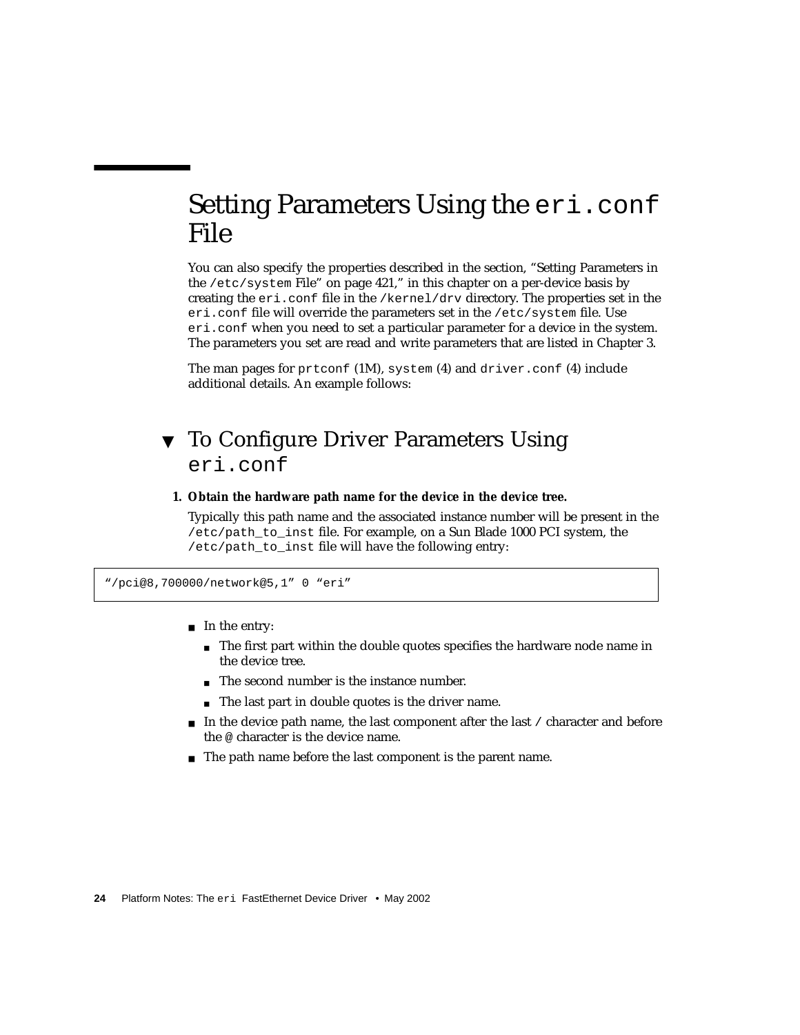# Setting Parameters Using the `eri.conf` File

You can also specify the properties described in the section, "Setting Parameters in the `/etc/system` File" on page 421," in this chapter on a per-device basis by creating the `eri.conf` file in the `/kernel/drv` directory. The properties set in the `eri.conf` file will override the parameters set in the `/etc/system` file. Use `eri.conf` when you need to set a particular parameter for a device in the system. The parameters you set are read and write parameters that are listed in Chapter 3.

The man pages for `prtconf` (1M), `system` (4) and `driver.conf` (4) include additional details. An example follows:

## ▼ To Configure Driver Parameters Using `eri.conf`

1. **Obtain the hardware path name for the device in the device tree.**

   Typically this path name and the associated instance number will be present in the `/etc/path_to_inst` file. For example, on a Sun Blade 1000 PCI system, the `/etc/path_to_inst` file will have the following entry:

```
"/pci@8,700000/network@5,1" 0 "eri"
```

- In the entry:
  - The first part within the double quotes specifies the hardware node name in the device tree.
  - The second number is the instance number.
  - The last part in double quotes is the driver name.
- In the device path name, the last component after the last `/` character and before the `@` character is the device name.
- The path name before the last component is the parent name.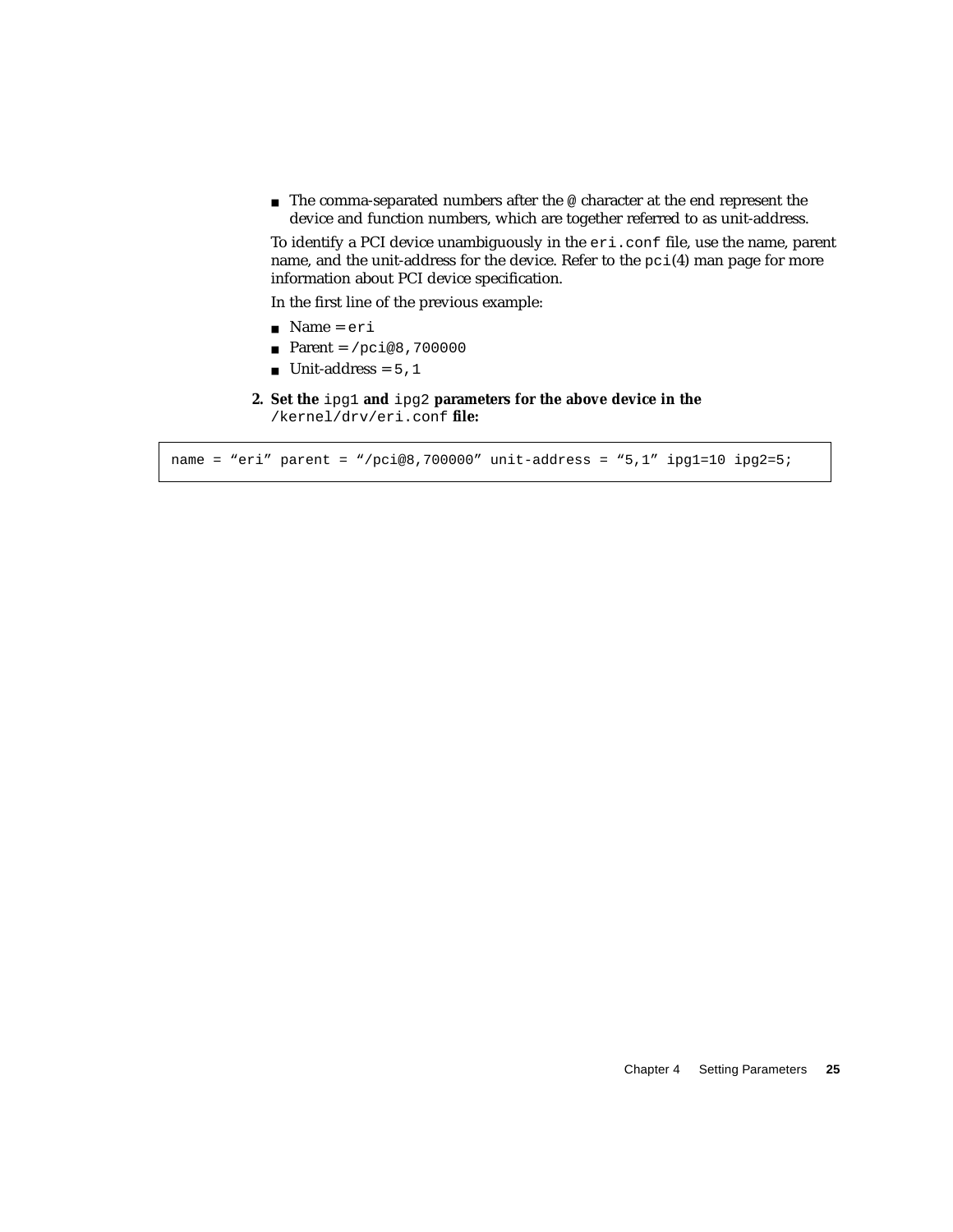- The comma-separated numbers after the `@` character at the end represent the device and function numbers, which are together referred to as unit-address.

To identify a PCI device unambiguously in the `eri.conf` file, use the name, parent name, and the unit-address for the device. Refer to the `pci`(4) man page for more information about PCI device specification.

In the first line of the previous example:

- Name = `eri`
- Parent = `/pci@8,700000`
- Unit-address = `5,1`

2. **Set the** `ipg1` **and** `ipg2` **parameters for the above device in the** `/kernel/drv/eri.conf` **file:**

```
name = “eri” parent = “/pci@8,700000” unit-address = “5,1” ipg1=10 ipg2=5;
```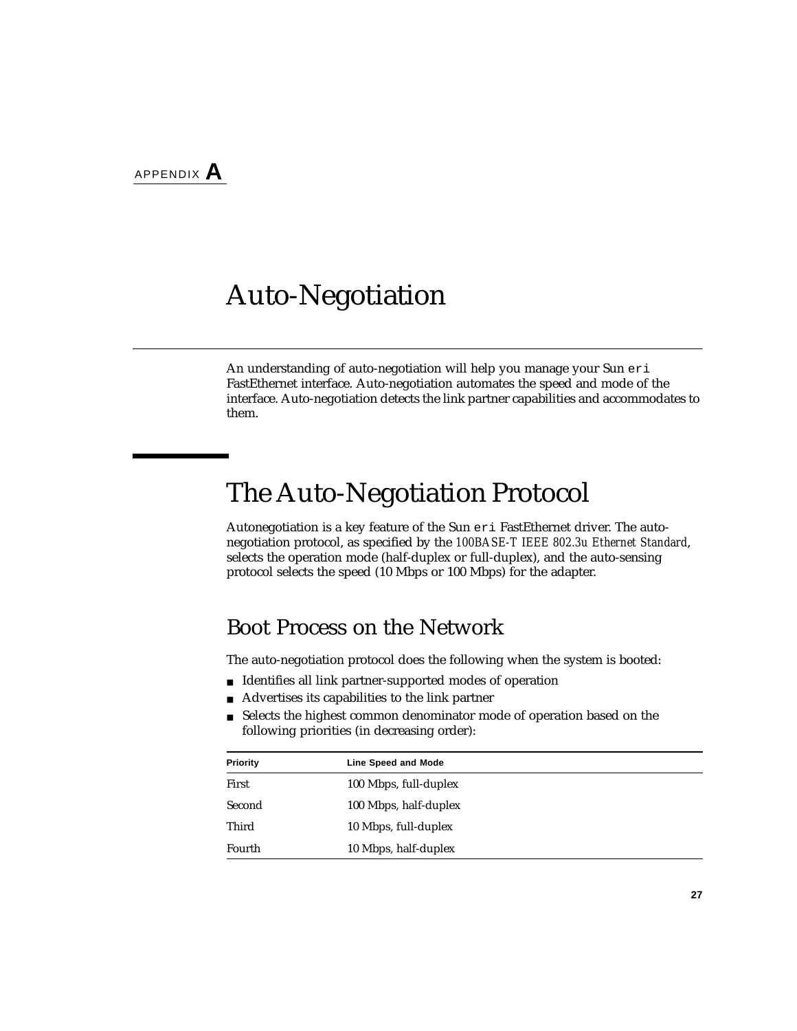APPENDIX **A**

# Auto-Negotiation

An understanding of auto-negotiation will help you manage your Sun `eri` FastEthernet interface. Auto-negotiation automates the speed and mode of the interface. Auto-negotiation detects the link partner capabilities and accommodates to them.

## The Auto-Negotiation Protocol

Autonegotiation is a key feature of the Sun `eri` FastEthernet driver. The auto-negotiation protocol, as specified by the *100BASE-T IEEE 802.3u Ethernet Standard*, selects the operation mode (half-duplex or full-duplex), and the auto-sensing protocol selects the speed (10 Mbps or 100 Mbps) for the adapter.

### Boot Process on the Network

The auto-negotiation protocol does the following when the system is booted:

- Identifies all link partner-supported modes of operation
- Advertises its capabilities to the link partner
- Selects the highest common denominator mode of operation based on the following priorities (in decreasing order):

| Priority | Line Speed and Mode |
| --- | --- |
| First | 100 Mbps, full-duplex |
| Second | 100 Mbps, half-duplex |
| Third | 10 Mbps, full-duplex |
| Fourth | 10 Mbps, half-duplex |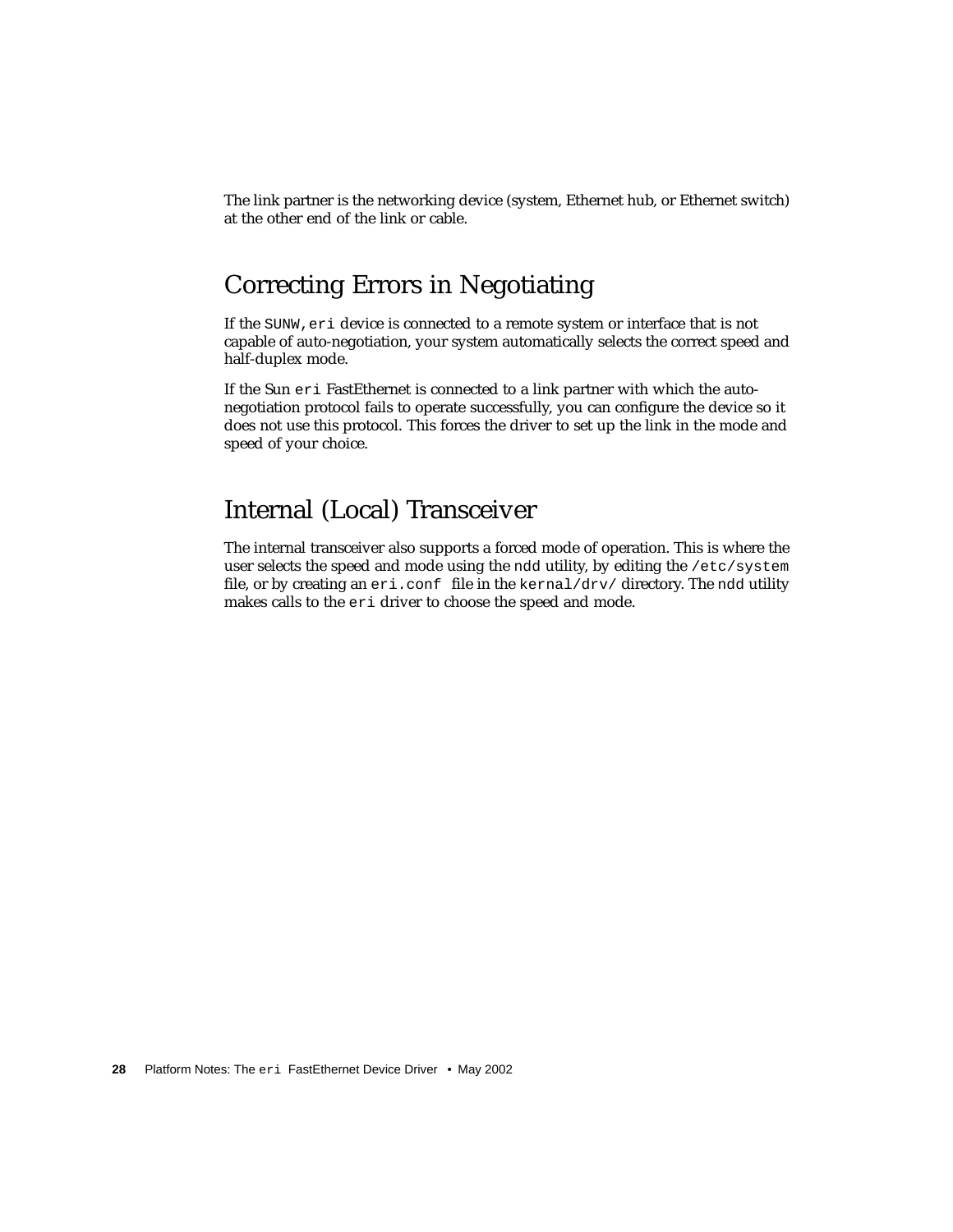The link partner is the networking device (system, Ethernet hub, or Ethernet switch) at the other end of the link or cable.

## Correcting Errors in Negotiating

If the `SUNW,eri` device is connected to a remote system or interface that is not capable of auto-negotiation, your system automatically selects the correct speed and half-duplex mode.

If the Sun `eri` FastEthernet is connected to a link partner with which the auto-negotiation protocol fails to operate successfully, you can configure the device so it does not use this protocol. This forces the driver to set up the link in the mode and speed of your choice.

## Internal (Local) Transceiver

The internal transceiver also supports a forced mode of operation. This is where the user selects the speed and mode using the `ndd` utility, by editing the `/etc/system` file, or by creating an `eri.conf` file in the `kernal/drv/` directory. The `ndd` utility makes calls to the `eri` driver to choose the speed and mode.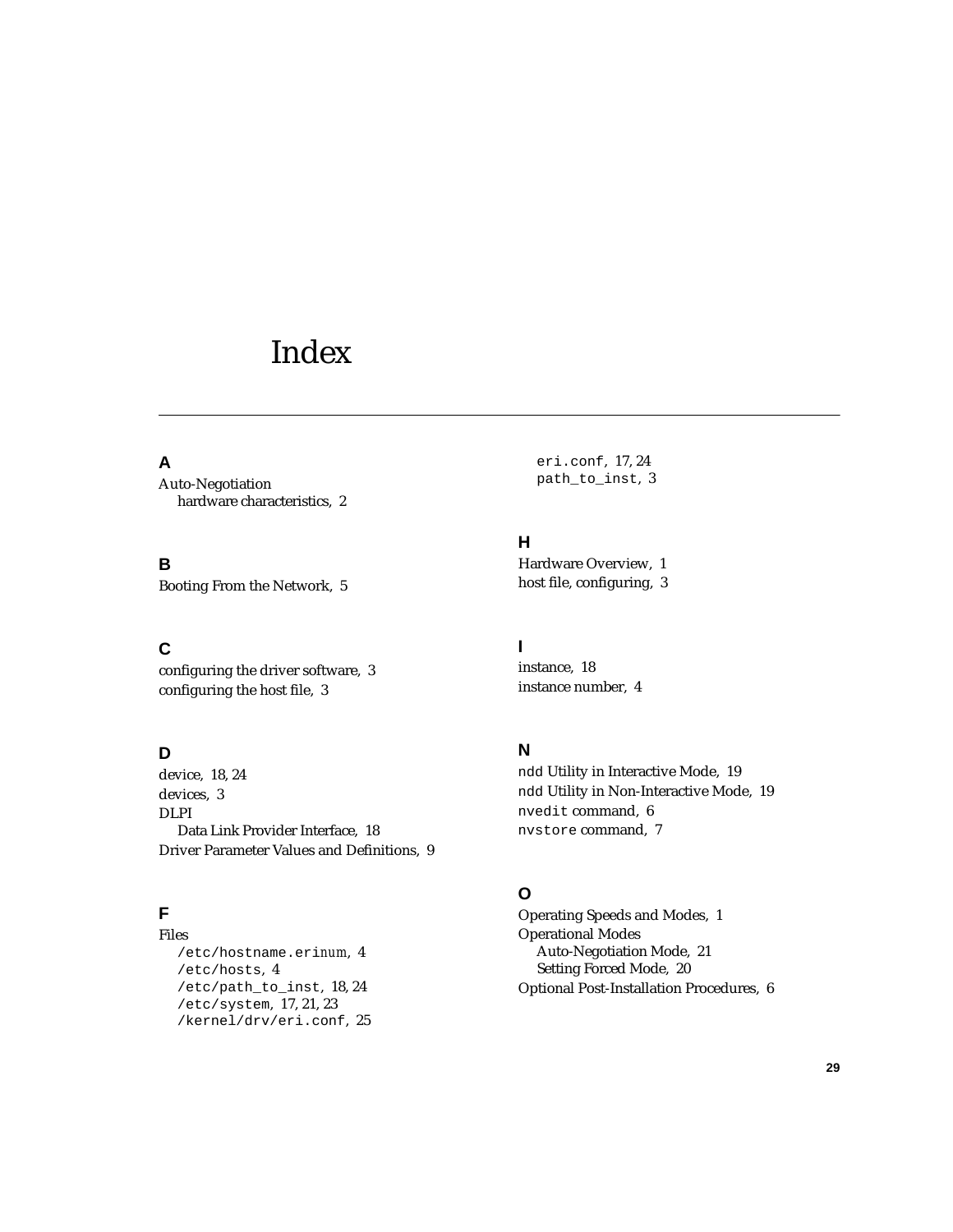# Index

## A

Auto-Negotiation
- hardware characteristics, 2

## B

Booting From the Network, 5

## C

configuring the driver software, 3
configuring the host file, 3

## D

device, 18, 24
devices, 3
DLPI
- Data Link Provider Interface, 18

Driver Parameter Values and Definitions, 9

## F

Files
- `/etc/hostname.eri`*num*, 4
- `/etc/hosts`, 4
- `/etc/path_to_inst`, 18, 24
- `/etc/system`, 17, 21, 23
- `/kernel/drv/eri.conf`, 25
- `eri.conf`, 17, 24
- `path_to_inst`, 3

## H

Hardware Overview, 1
host file, configuring, 3

## I

instance, 18
instance number, 4

## N

`ndd` Utility in Interactive Mode, 19
`ndd` Utility in Non-Interactive Mode, 19
`nvedit` command, 6
`nvstore` command, 7

## O

Operating Speeds and Modes, 1
Operational Modes
- Auto-Negotiation Mode, 21
- Setting Forced Mode, 20

Optional Post-Installation Procedures, 6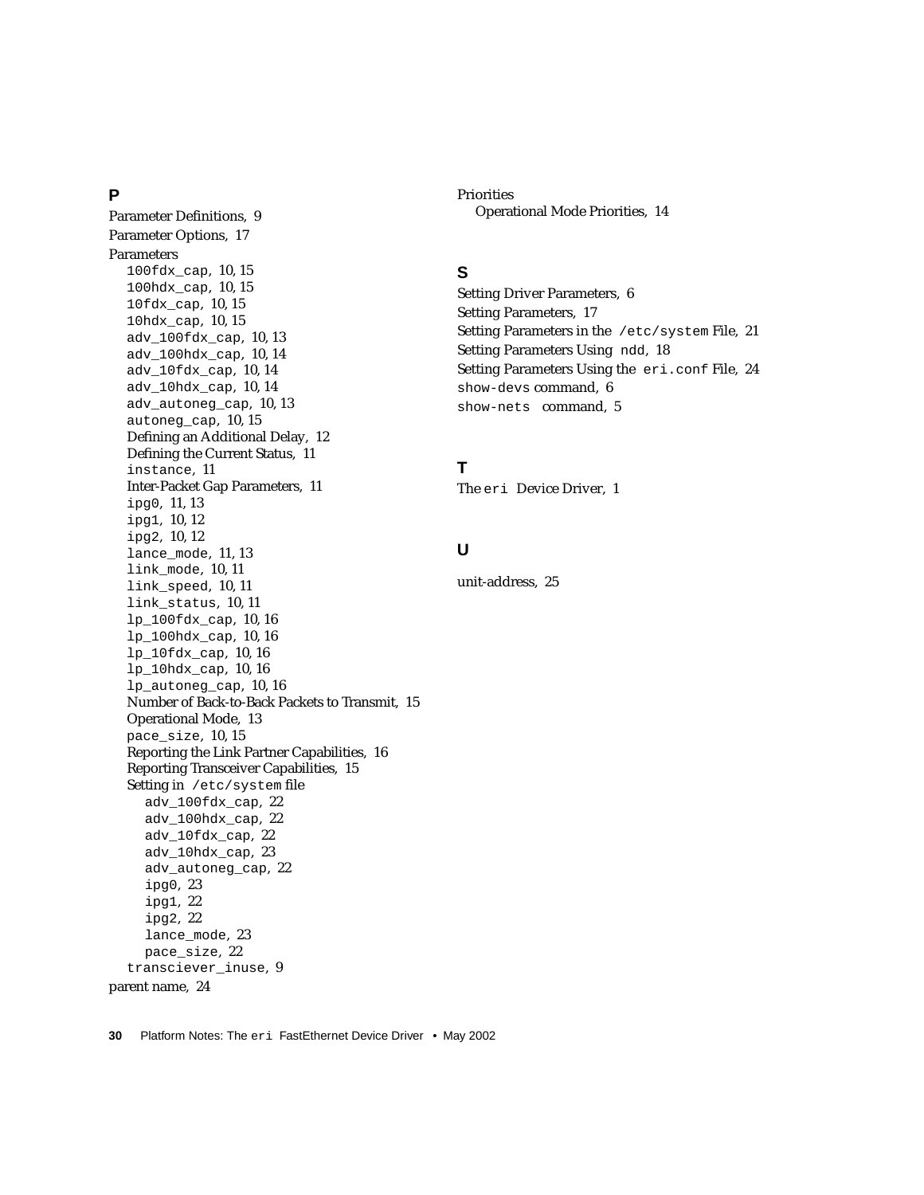## P

Parameter Definitions, 9
Parameter Options, 17
Parameters
- 100fdx_cap, 10, 15
- 100hdx_cap, 10, 15
- 10fdx_cap, 10, 15
- 10hdx_cap, 10, 15
- adv_100fdx_cap, 10, 13
- adv_100hdx_cap, 10, 14
- adv_10fdx_cap, 10, 14
- adv_10hdx_cap, 10, 14
- adv_autoneg_cap, 10, 13
- autoneg_cap, 10, 15
- Defining an Additional Delay, 12
- Defining the Current Status, 11
- instance, 11
- Inter-Packet Gap Parameters, 11
- ipg0, 11, 13
- ipg1, 10, 12
- ipg2, 10, 12
- lance_mode, 11, 13
- link_mode, 10, 11
- link_speed, 10, 11
- link_status, 10, 11
- lp_100fdx_cap, 10, 16
- lp_100hdx_cap, 10, 16
- lp_10fdx_cap, 10, 16
- lp_10hdx_cap, 10, 16
- lp_autoneg_cap, 10, 16
- Number of Back-to-Back Packets to Transmit, 15
- Operational Mode, 13
- pace_size, 10, 15
- Reporting the Link Partner Capabilities, 16
- Reporting Transceiver Capabilities, 15
- Setting in /etc/system file
  - adv_100fdx_cap, 22
  - adv_100hdx_cap, 22
  - adv_10fdx_cap, 22
  - adv_10hdx_cap, 23
  - adv_autoneg_cap, 22
  - ipg0, 23
  - ipg1, 22
  - ipg2, 22
  - lance_mode, 23
  - pace_size, 22
- transciever_inuse, 9

parent name, 24

Priorities
- Operational Mode Priorities, 14

## S

Setting Driver Parameters, 6
Setting Parameters, 17
Setting Parameters in the /etc/system File, 21
Setting Parameters Using ndd, 18
Setting Parameters Using the eri.conf File, 24
show-devs command, 6
show-nets command, 5

## T

The eri Device Driver, 1

## U

unit-address, 25